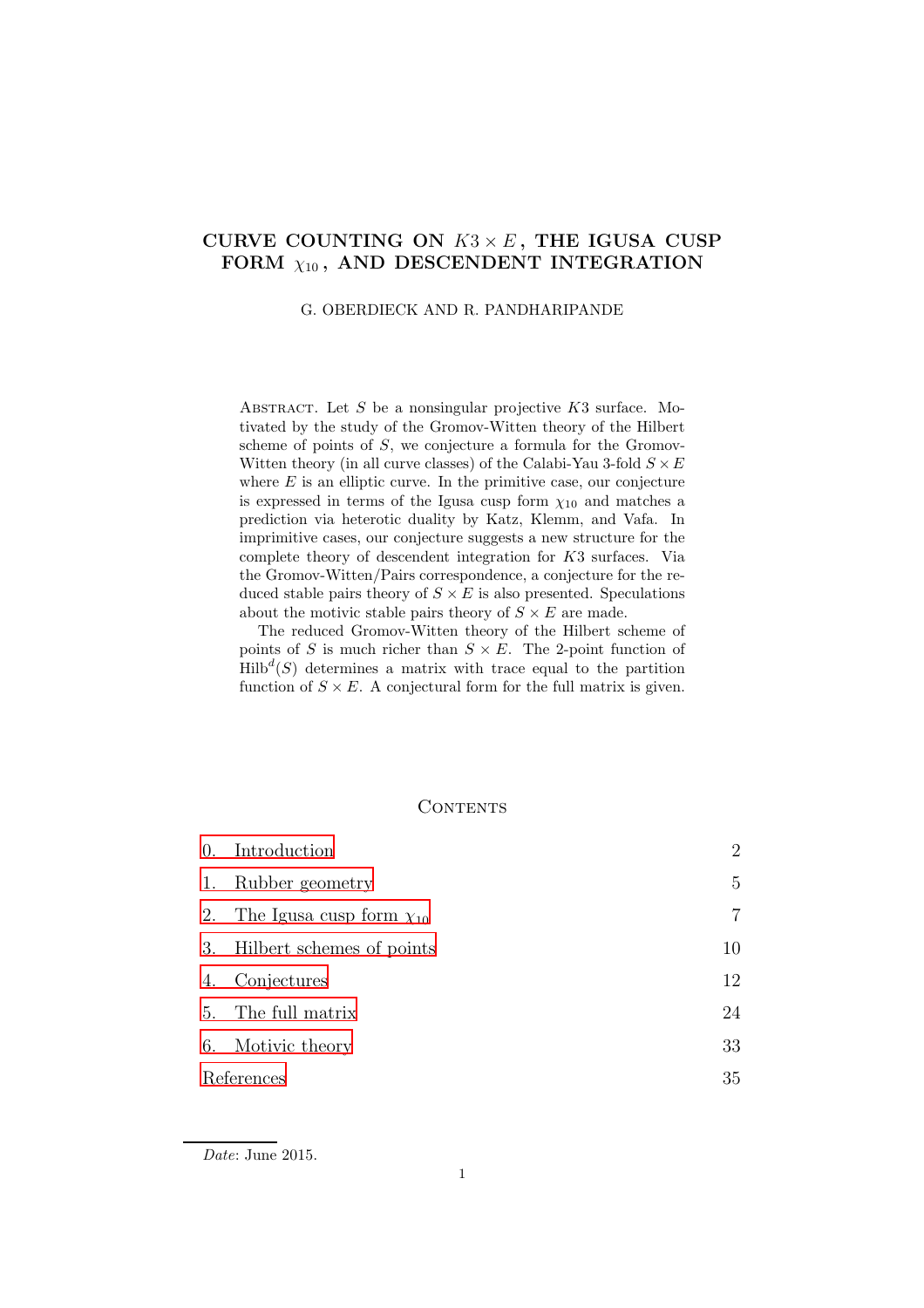# CURVE COUNTING ON $K3 \times E$, THE IGUSA CUSP FORM $\chi_{10}$, AND DESCENDENT INTEGRATION

G. OBERDIECK AND R. PANDHARIPANDE

Abstract. Let $S$ be a nonsingular projective $K3$ surface. Motivated by the study of the Gromov-Witten theory of the Hilbert scheme of points of $S$, we conjecture a formula for the Gromov-Witten theory (in all curve classes) of the Calabi-Yau 3-fold $S \times E$ where $E$ is an elliptic curve. In the primitive case, our conjecture is expressed in terms of the Igusa cusp form $\chi_{10}$ and matches a prediction via heterotic duality by Katz, Klemm, and Vafa. In imprimitive cases, our conjecture suggests a new structure for the complete theory of descendent integration for $K3$ surfaces. Via the Gromov-Witten/Pairs correspondence, a conjecture for the reduced stable pairs theory of $S \times E$ is also presented. Speculations about the motivic stable pairs theory of $S \times E$ are made.

The reduced Gromov-Witten theory of the Hilbert scheme of points of $S$ is much richer than $S \times E$. The 2-point function of $\mathrm{Hilb}^d(S)$ determines a matrix with trace equal to the partition function of $S \times E$. A conjectural form for the full matrix is given.

## Contents

| | |
|---|---|
| 0. Introduction | 2 |
| 1. Rubber geometry | 5 |
| 2. The Igusa cusp form $\chi_{10}$ | 7 |
| 3. Hilbert schemes of points | 10 |
| 4. Conjectures | 12 |
| 5. The full matrix | 24 |
| 6. Motivic theory | 33 |
| References | 35 |

*Date*: June 2015.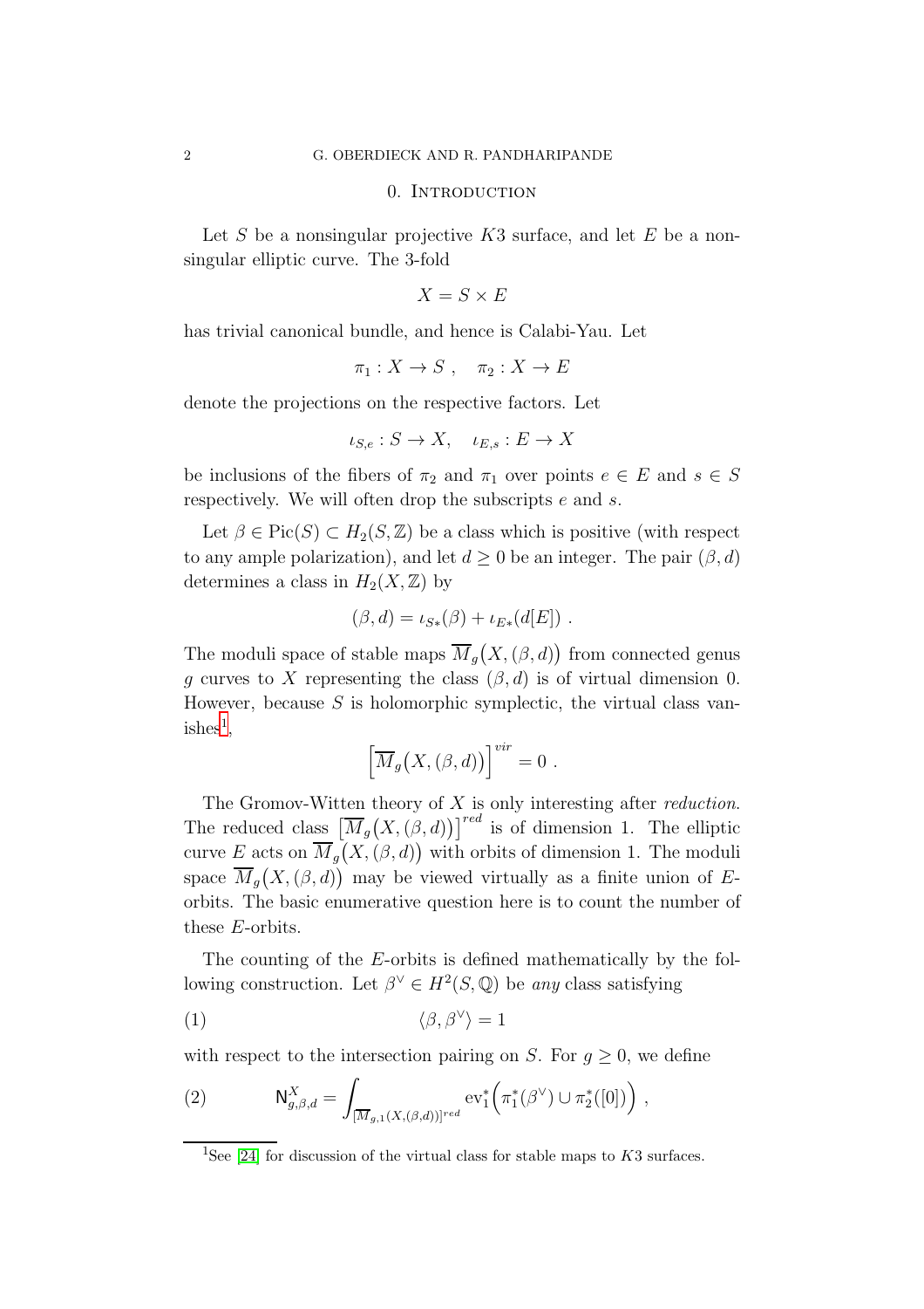## 0. Introduction

Let $S$ be a nonsingular projective $K3$ surface, and let $E$ be a nonsingular elliptic curve. The 3-fold

$$X = S \times E$$

has trivial canonical bundle, and hence is Calabi-Yau. Let

$$\pi_1 : X \to S \ , \quad \pi_2 : X \to E$$

denote the projections on the respective factors. Let

$$\iota_{S,e} : S \to X, \quad \iota_{E,s} : E \to X$$

be inclusions of the fibers of $\pi_2$ and $\pi_1$ over points $e \in E$ and $s \in S$ respectively. We will often drop the subscripts $e$ and $s$.

Let $\beta \in \mathrm{Pic}(S) \subset H_2(S, \mathbb{Z})$ be a class which is positive (with respect to any ample polarization), and let $d \geq 0$ be an integer. The pair $(\beta, d)$ determines a class in $H_2(X, \mathbb{Z})$ by

$$(\beta, d) = \iota_{S*}(\beta) + \iota_{E*}(d[E]) \ .$$

The moduli space of stable maps $\overline{M}_g\big(X, (\beta, d)\big)$ from connected genus $g$ curves to $X$ representing the class $(\beta, d)$ is of virtual dimension 0. However, because $S$ is holomorphic symplectic, the virtual class vanishes[1],

$$\Big[\overline{M}_g\big(X, (\beta, d)\big)\Big]^{vir} = 0 \ .$$

The Gromov-Witten theory of $X$ is only interesting after *reduction.* The reduced class $\big[\overline{M}_g\big(X, (\beta, d)\big)\big]^{red}$ is of dimension 1. The elliptic curve $E$ acts on $\overline{M}_g\big(X, (\beta, d)\big)$ with orbits of dimension 1. The moduli space $\overline{M}_g\big(X, (\beta, d)\big)$ may be viewed virtually as a finite union of $E$-orbits. The basic enumerative question here is to count the number of these $E$-orbits.

The counting of the $E$-orbits is defined mathematically by the following construction. Let $\beta^\vee \in H^2(S, \mathbb{Q})$ be *any* class satisfying

$$\langle \beta, \beta^\vee \rangle = 1 \tag{1}$$

with respect to the intersection pairing on $S$. For $g \geq 0$, we define

$$\mathsf{N}^X_{g,\beta,d} = \int_{[\overline{M}_{g,1}(X,(\beta,d))]^{red}} \mathrm{ev}_1^*\Big(\pi_1^*(\beta^\vee) \cup \pi_2^*([0])\Big) \ , \tag{2}$$

[1] See [24] for discussion of the virtual class for stable maps to $K3$ surfaces.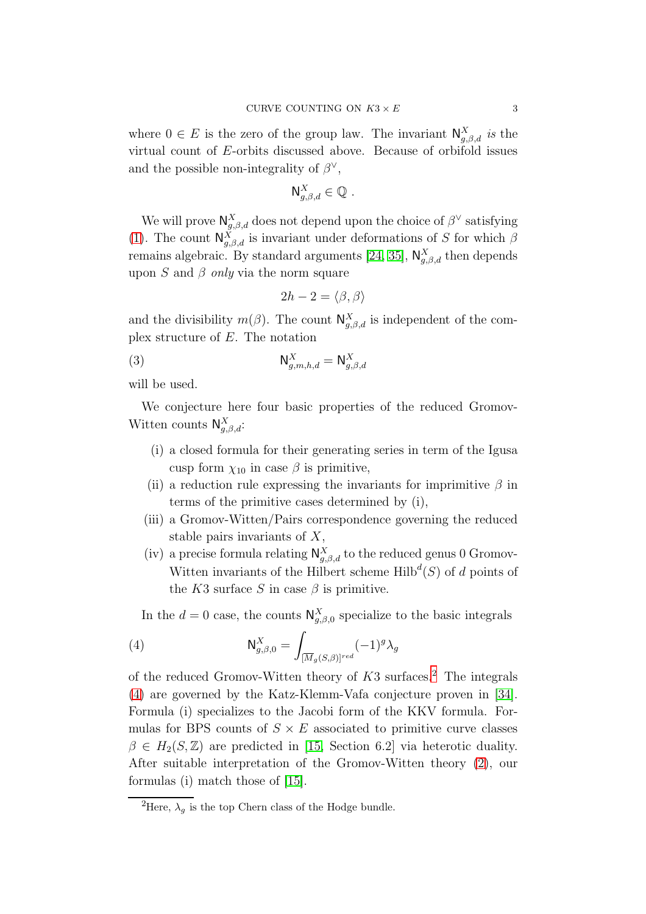where $0 \in E$ is the zero of the group law. The invariant $\mathsf{N}^X_{g,\beta,d}$ *is* the virtual count of $E$-orbits discussed above. Because of orbifold issues and the possible non-integrality of $\beta^\vee$,

$$\mathsf{N}^X_{g,\beta,d} \in \mathbb{Q} \, .$$

We will prove $\mathsf{N}^X_{g,\beta,d}$ does not depend upon the choice of $\beta^\vee$ satisfying (1). The count $\mathsf{N}^X_{g,\beta,d}$ is invariant under deformations of $S$ for which $\beta$ remains algebraic. By standard arguments [24, 35], $\mathsf{N}^X_{g,\beta,d}$ then depends upon $S$ and $\beta$ *only* via the norm square

$$2h - 2 = \langle \beta, \beta \rangle$$

and the divisibility $m(\beta)$. The count $\mathsf{N}^X_{g,\beta,d}$ is independent of the complex structure of $E$. The notation

$$\mathsf{N}^X_{g,m,h,d} = \mathsf{N}^X_{g,\beta,d} \tag{3}$$

will be used.

We conjecture here four basic properties of the reduced Gromov-Witten counts $\mathsf{N}^X_{g,\beta,d}$:

(i) a closed formula for their generating series in term of the Igusa cusp form $\chi_{10}$ in case $\beta$ is primitive,

(ii) a reduction rule expressing the invariants for imprimitive $\beta$ in terms of the primitive cases determined by (i),

(iii) a Gromov-Witten/Pairs correspondence governing the reduced stable pairs invariants of $X$,

(iv) a precise formula relating $\mathsf{N}^X_{g,\beta,d}$ to the reduced genus 0 Gromov-Witten invariants of the Hilbert scheme $\mathrm{Hilb}^d(S)$ of $d$ points of the $K3$ surface $S$ in case $\beta$ is primitive.

In the $d = 0$ case, the counts $\mathsf{N}^X_{g,\beta,0}$ specialize to the basic integrals

$$\mathsf{N}^X_{g,\beta,0} = \int_{[\overline{M}_g(S,\beta)]^{red}} (-1)^g \lambda_g \tag{4}$$

of the reduced Gromov-Witten theory of $K3$ surfaces.[2] The integrals (4) are governed by the Katz-Klemm-Vafa conjecture proven in [34]. Formula (i) specializes to the Jacobi form of the KKV formula. Formulas for BPS counts of $S \times E$ associated to primitive curve classes $\beta \in H_2(S, \mathbb{Z})$ are predicted in [15, Section 6.2] via heterotic duality. After suitable interpretation of the Gromov-Witten theory (2), our formulas (i) match those of [15].

---

[2] Here, $\lambda_g$ is the top Chern class of the Hodge bundle.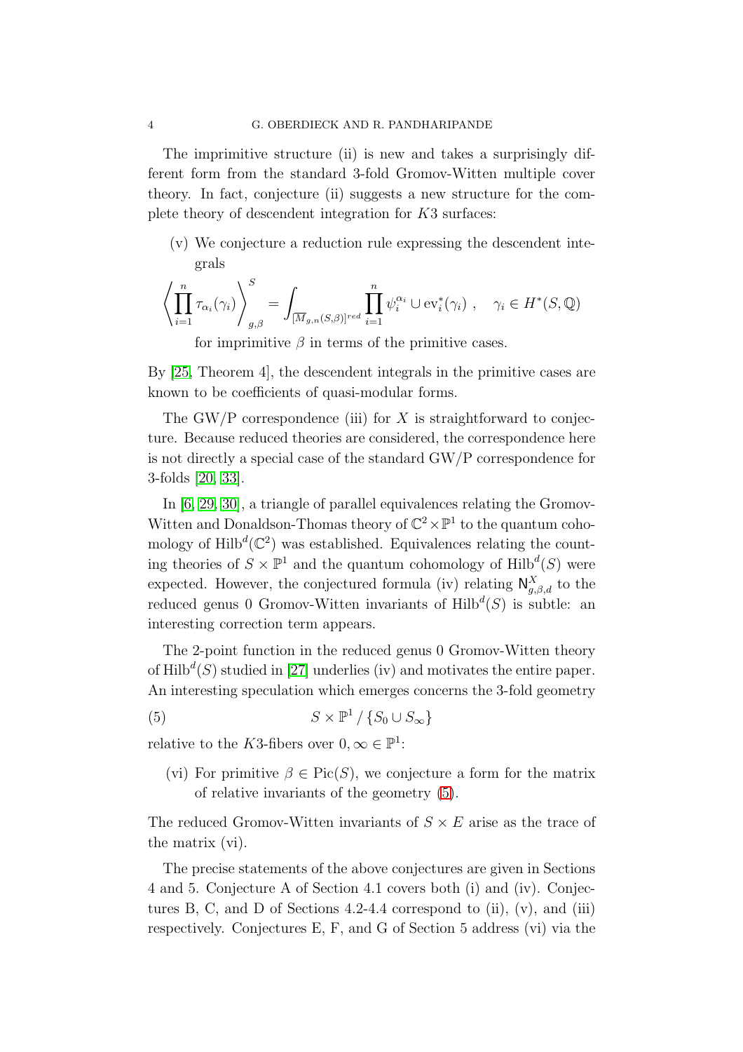The imprimitive structure (ii) is new and takes a surprisingly different form from the standard 3-fold Gromov-Witten multiple cover theory. In fact, conjecture (ii) suggests a new structure for the complete theory of descendent integration for $K3$ surfaces:

(v) We conjecture a reduction rule expressing the descendent integrals

$$\left\langle \prod_{i=1}^{n} \tau_{\alpha_i}(\gamma_i) \right\rangle_{g,\beta}^{S} = \int_{[\overline{M}_{g,n}(S,\beta)]^{red}} \prod_{i=1}^{n} \psi_i^{\alpha_i} \cup \mathrm{ev}_i^*(\gamma_i) \ , \quad \gamma_i \in H^*(S,\mathbb{Q})$$

for imprimitive $\beta$ in terms of the primitive cases.

By [25, Theorem 4], the descendent integrals in the primitive cases are known to be coefficients of quasi-modular forms.

The GW/P correspondence (iii) for $X$ is straightforward to conjecture. Because reduced theories are considered, the correspondence here is not directly a special case of the standard GW/P correspondence for 3-folds [20, 33].

In [6, 29, 30], a triangle of parallel equivalences relating the Gromov-Witten and Donaldson-Thomas theory of $\mathbb{C}^2 \times \mathbb{P}^1$ to the quantum cohomology of $\mathrm{Hilb}^d(\mathbb{C}^2)$ was established. Equivalences relating the counting theories of $S \times \mathbb{P}^1$ and the quantum cohomology of $\mathrm{Hilb}^d(S)$ were expected. However, the conjectured formula (iv) relating $\mathsf{N}^X_{g,\beta,d}$ to the reduced genus 0 Gromov-Witten invariants of $\mathrm{Hilb}^d(S)$ is subtle: an interesting correction term appears.

The 2-point function in the reduced genus 0 Gromov-Witten theory of $\mathrm{Hilb}^d(S)$ studied in [27] underlies (iv) and motivates the entire paper. An interesting speculation which emerges concerns the 3-fold geometry

$$S \times \mathbb{P}^1 \,/\, \{S_0 \cup S_\infty\} \tag{5}$$

relative to the $K3$-fibers over $0, \infty \in \mathbb{P}^1$:

(vi) For primitive $\beta \in \mathrm{Pic}(S)$, we conjecture a form for the matrix of relative invariants of the geometry (5).

The reduced Gromov-Witten invariants of $S \times E$ arise as the trace of the matrix (vi).

The precise statements of the above conjectures are given in Sections 4 and 5. Conjecture A of Section 4.1 covers both (i) and (iv). Conjectures B, C, and D of Sections 4.2-4.4 correspond to (ii), (v), and (iii) respectively. Conjectures E, F, and G of Section 5 address (vi) via the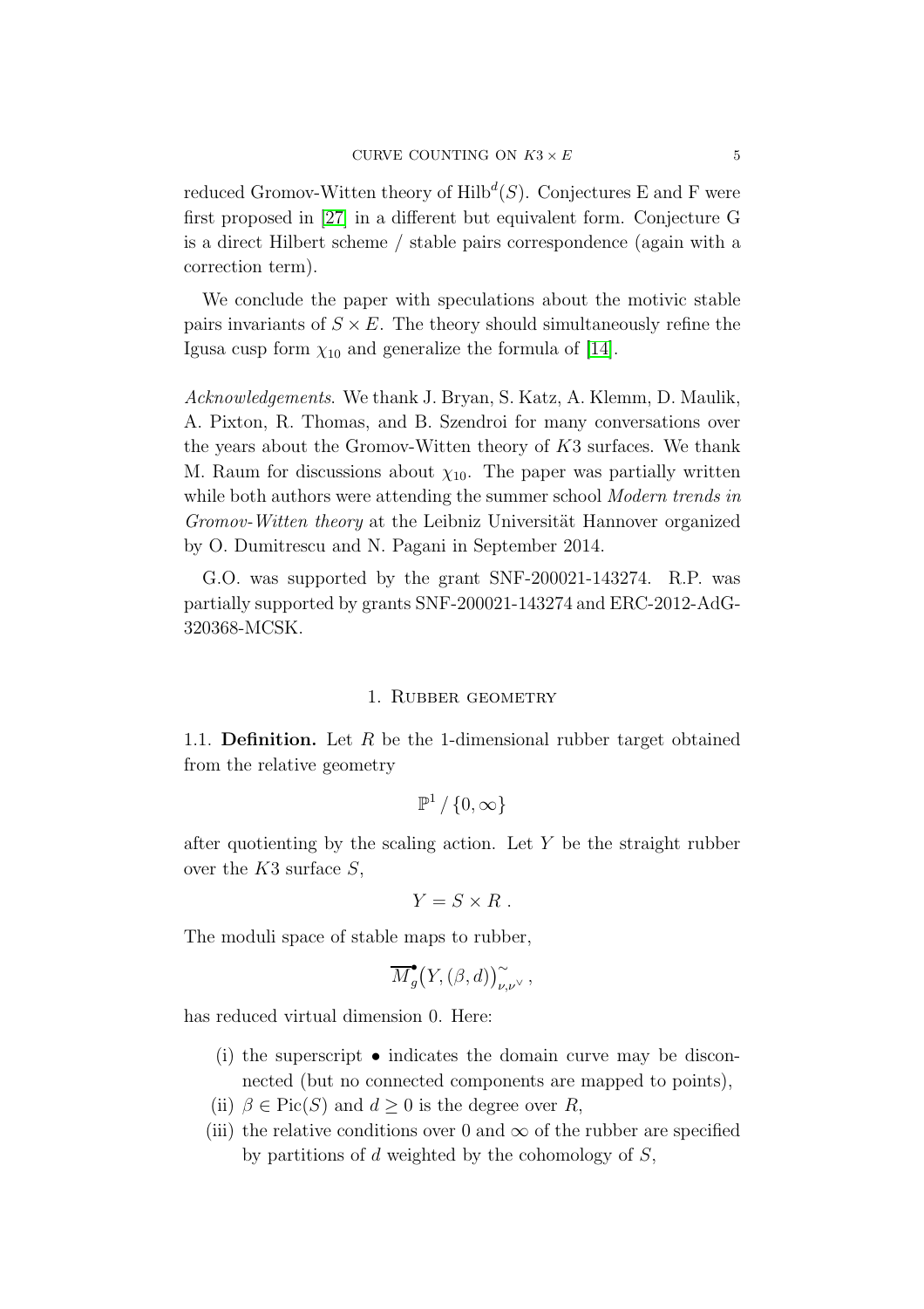reduced Gromov-Witten theory of $\text{Hilb}^d(S)$. Conjectures E and F were first proposed in [27] in a different but equivalent form. Conjecture G is a direct Hilbert scheme / stable pairs correspondence (again with a correction term).

We conclude the paper with speculations about the motivic stable pairs invariants of $S \times E$. The theory should simultaneously refine the Igusa cusp form $\chi_{10}$ and generalize the formula of [14].

*Acknowledgements*. We thank J. Bryan, S. Katz, A. Klemm, D. Maulik, A. Pixton, R. Thomas, and B. Szendroi for many conversations over the years about the Gromov-Witten theory of $K3$ surfaces. We thank M. Raum for discussions about $\chi_{10}$. The paper was partially written while both authors were attending the summer school *Modern trends in Gromov-Witten theory* at the Leibniz Universität Hannover organized by O. Dumitrescu and N. Pagani in September 2014.

G.O. was supported by the grant SNF-200021-143274. R.P. was partially supported by grants SNF-200021-143274 and ERC-2012-AdG-320368-MCSK.

## 1. Rubber geometry

1.1. **Definition.** Let $R$ be the 1-dimensional rubber target obtained from the relative geometry

$$\mathbb{P}^1 \,/\, \{0, \infty\}$$

after quotienting by the scaling action. Let $Y$ be the straight rubber over the $K3$ surface $S$,

$$Y = S \times R\,.$$

The moduli space of stable maps to rubber,

$$\overline{M}^{\bullet}_g\big(Y, (\beta, d)\big)^{\sim}_{\nu, \nu^\vee}\,,$$

has reduced virtual dimension 0. Here:

(i) the superscript $\bullet$ indicates the domain curve may be disconnected (but no connected components are mapped to points),

(ii) $\beta \in \text{Pic}(S)$ and $d \geq 0$ is the degree over $R$,

(iii) the relative conditions over 0 and $\infty$ of the rubber are specified by partitions of $d$ weighted by the cohomology of $S$,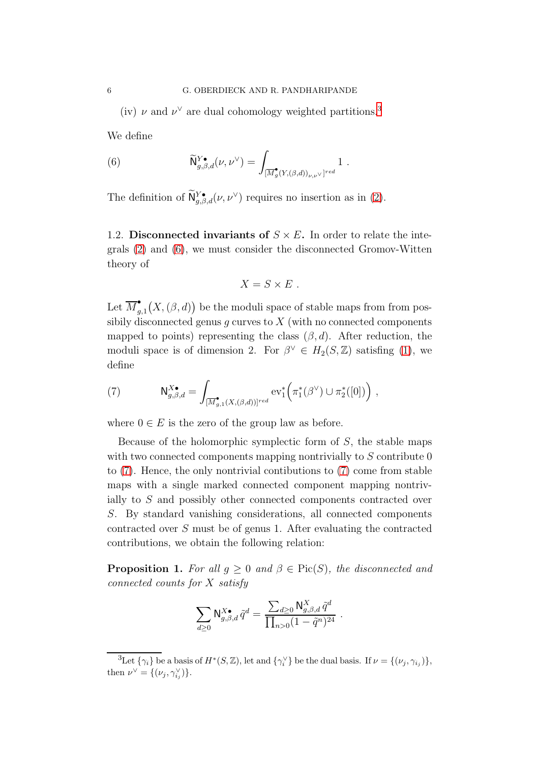(iv) $\nu$ and $\nu^\vee$ are dual cohomology weighted partitions.[3]

We define

$$\widetilde{\mathsf{N}}^{Y\bullet}_{g,\beta,d}(\nu,\nu^\vee) = \int_{[\overline{M}^\bullet_g(Y,(\beta,d))_{\nu,\nu^\vee}]^{red}} 1 \ . \tag{6}$$

The definition of $\widetilde{\mathsf{N}}^{Y\bullet}_{g,\beta,d}(\nu,\nu^\vee)$ requires no insertion as in (2).

## 1.2. Disconnected invariants of $S \times E$.

In order to relate the integrals (2) and (6), we must consider the disconnected Gromov-Witten theory of

$$X = S \times E \ .$$

Let $\overline{M}^\bullet_{g,1}\big(X,(\beta,d)\big)$ be the moduli space of stable maps from from possibily disconnected genus $g$ curves to $X$ (with no connected components mapped to points) representing the class $(\beta, d)$. After reduction, the moduli space is of dimension 2. For $\beta^\vee \in H_2(S,\mathbb{Z})$ satisfing (1), we define

$$\mathsf{N}^{X\bullet}_{g,\beta,d} = \int_{[\overline{M}^\bullet_{g,1}(X,(\beta,d))]^{red}} \mathrm{ev}_1^*\Big(\pi_1^*(\beta^\vee)\cup\pi_2^*([0])\Big) \ , \tag{7}$$

where $0 \in E$ is the zero of the group law as before.

Because of the holomorphic symplectic form of $S$, the stable maps with two connected components mapping nontrivially to $S$ contribute 0 to (7). Hence, the only nontrivial contibutions to (7) come from stable maps with a single marked connected component mapping nontrivially to $S$ and possibly other connected components contracted over $S$. By standard vanishing considerations, all connected components contracted over $S$ must be of genus 1. After evaluating the contracted contributions, we obtain the following relation:

**Proposition 1.** *For all $g \geq 0$ and $\beta \in \mathrm{Pic}(S)$, the disconnected and connected counts for $X$ satisfy*

$$\sum_{d\geq 0} \mathsf{N}^{X\bullet}_{g,\beta,d}\,\tilde{q}^d = \frac{\sum_{d\geq 0}\mathsf{N}^{X}_{g,\beta,d}\,\tilde{q}^d}{\prod_{n>0}(1-\tilde{q}^n)^{24}} \ .$$

[3] Let $\{\gamma_i\}$ be a basis of $H^*(S,\mathbb{Z})$, let and $\{\gamma_i^\vee\}$ be the dual basis. If $\nu = \{(\nu_j, \gamma_{i_j})\}$, then $\nu^\vee = \{(\nu_j, \gamma^\vee_{i_j})\}$.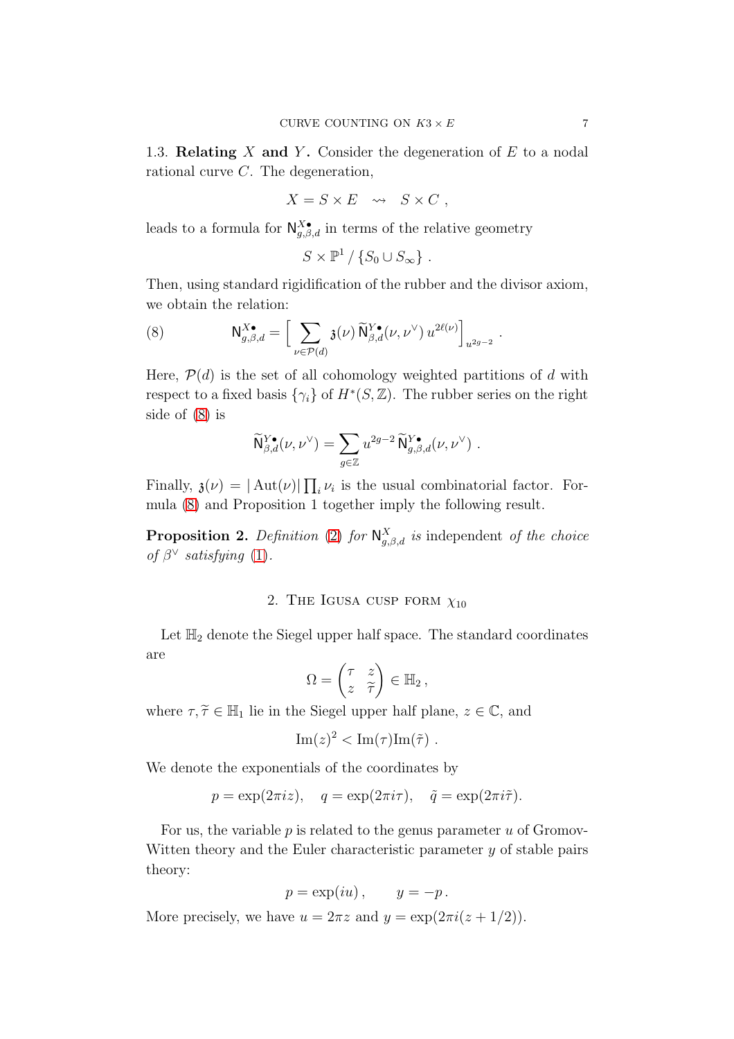1.3. **Relating $X$ and $Y$.** Consider the degeneration of $E$ to a nodal rational curve $C$. The degeneration,

$$X = S \times E \quad \rightsquigarrow \quad S \times C \ ,$$

leads to a formula for $\mathsf{N}^{X\bullet}_{g,\beta,d}$ in terms of the relative geometry

$$S \times \mathbb{P}^1 \,/\, \{S_0 \cup S_\infty\} \ .$$

Then, using standard rigidification of the rubber and the divisor axiom, we obtain the relation:

$$\mathsf{N}^{X\bullet}_{g,\beta,d} = \Big[ \sum_{\nu \in \mathcal{P}(d)} \mathfrak{z}(\nu)\, \widetilde{\mathsf{N}}^{Y\bullet}_{\beta,d}(\nu,\nu^\vee)\, u^{2\ell(\nu)} \Big]_{u^{2g-2}} \ . \tag{8}$$

Here, $\mathcal{P}(d)$ is the set of all cohomology weighted partitions of $d$ with respect to a fixed basis $\{\gamma_i\}$ of $H^*(S,\mathbb{Z})$. The rubber series on the right side of (8) is

$$\widetilde{\mathsf{N}}^{Y\bullet}_{\beta,d}(\nu,\nu^\vee) = \sum_{g \in \mathbb{Z}} u^{2g-2}\, \widetilde{\mathsf{N}}^{Y\bullet}_{g,\beta,d}(\nu,\nu^\vee) \ .$$

Finally, $\mathfrak{z}(\nu) = |\operatorname{Aut}(\nu)| \prod_i \nu_i$ is the usual combinatorial factor. Formula (8) and Proposition 1 together imply the following result.

**Proposition 2.** *Definition (2) for $\mathsf{N}^X_{g,\beta,d}$ is* independent *of the choice of $\beta^\vee$ satisfying (1).*

## 2. The Igusa cusp form $\chi_{10}$

Let $\mathbb{H}_2$ denote the Siegel upper half space. The standard coordinates are

$$\Omega = \begin{pmatrix} \tau & z \\ z & \widetilde{\tau} \end{pmatrix} \in \mathbb{H}_2 \,,$$

where $\tau, \widetilde{\tau} \in \mathbb{H}_1$ lie in the Siegel upper half plane, $z \in \mathbb{C}$, and

$$\operatorname{Im}(z)^2 < \operatorname{Im}(\tau)\operatorname{Im}(\tilde{\tau}) \ .$$

We denote the exponentials of the coordinates by

$$p = \exp(2\pi i z), \quad q = \exp(2\pi i \tau), \quad \tilde{q} = \exp(2\pi i \tilde{\tau}).$$

For us, the variable $p$ is related to the genus parameter $u$ of Gromov-Witten theory and the Euler characteristic parameter $y$ of stable pairs theory:

$$p = \exp(iu)\,, \qquad y = -p\,.$$

More precisely, we have $u = 2\pi z$ and $y = \exp(2\pi i(z + 1/2))$.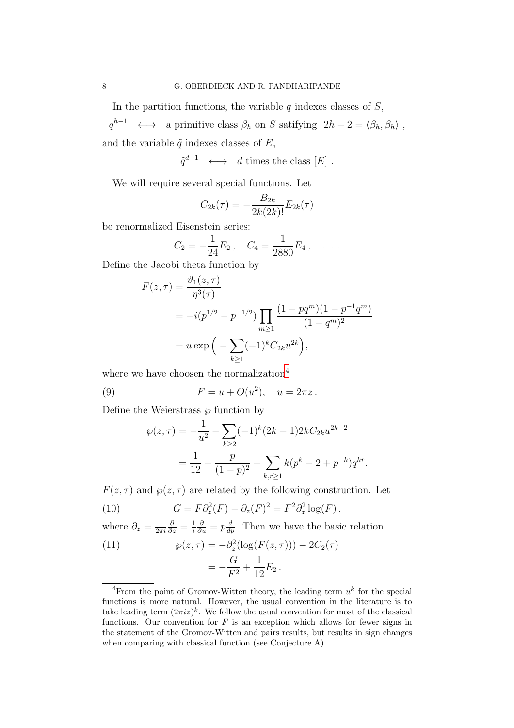In the partition functions, the variable $q$ indexes classes of $S$,

$$q^{h-1} \quad \longleftrightarrow \quad \text{a primitive class } \beta_h \text{ on } S \text{ satisfying } \; 2h-2 = \langle \beta_h, \beta_h \rangle \,,$$

and the variable $\tilde{q}$ indexes classes of $E$,

$$\tilde{q}^{d-1} \quad \longleftrightarrow \quad d \text{ times the class } [E] \,.$$

We will require several special functions. Let

$$C_{2k}(\tau) = -\frac{B_{2k}}{2k(2k)!} E_{2k}(\tau)$$

be renormalized Eisenstein series:

$$C_2 = -\frac{1}{24} E_2 \,, \quad C_4 = \frac{1}{2880} E_4 \,, \quad \ldots \,.$$

Define the Jacobi theta function by

$$\begin{aligned} F(z,\tau) &= \frac{\vartheta_1(z,\tau)}{\eta^3(\tau)} \\ &= -i(p^{1/2} - p^{-1/2}) \prod_{m \geq 1} \frac{(1-pq^m)(1-p^{-1}q^m)}{(1-q^m)^2} \\ &= u \exp\Big( -\sum_{k\geq 1} (-1)^k C_{2k} u^{2k} \Big), \end{aligned}$$

where we have choosen the normalization[4]

$$F = u + O(u^2), \quad u = 2\pi z \,. \tag{9}$$

Define the Weierstrass $\wp$ function by

$$\begin{aligned} \wp(z,\tau) &= -\frac{1}{u^2} - \sum_{k \geq 2} (-1)^k (2k-1) 2k C_{2k} u^{2k-2} \\ &= \frac{1}{12} + \frac{p}{(1-p)^2} + \sum_{k,r \geq 1} k(p^k - 2 + p^{-k}) q^{kr}. \end{aligned}$$

$F(z,\tau)$ and $\wp(z,\tau)$ are related by the following construction. Let

$$G = F \partial_z^2(F) - \partial_z(F)^2 = F^2 \partial_z^2 \log(F) \,, \tag{10}$$

where $\partial_z = \frac{1}{2\pi i}\frac{\partial}{\partial z} = \frac{1}{i}\frac{\partial}{\partial u} = p\frac{d}{dp}$. Then we have the basic relation

$$\begin{aligned} \wp(z,\tau) &= -\partial_z^2(\log(F(z,\tau))) - 2C_2(\tau) \\ &= -\frac{G}{F^2} + \frac{1}{12}E_2 \,. \end{aligned} \tag{11}$$

[4] From the point of Gromov-Witten theory, the leading term $u^k$ for the special functions is more natural. However, the usual convention in the literature is to take leading term $(2\pi i z)^k$. We follow the usual convention for most of the classical functions. Our convention for $F$ is an exception which allows for fewer signs in the statement of the Gromov-Witten and pairs results, but results in sign changes when comparing with classical function (see Conjecture A).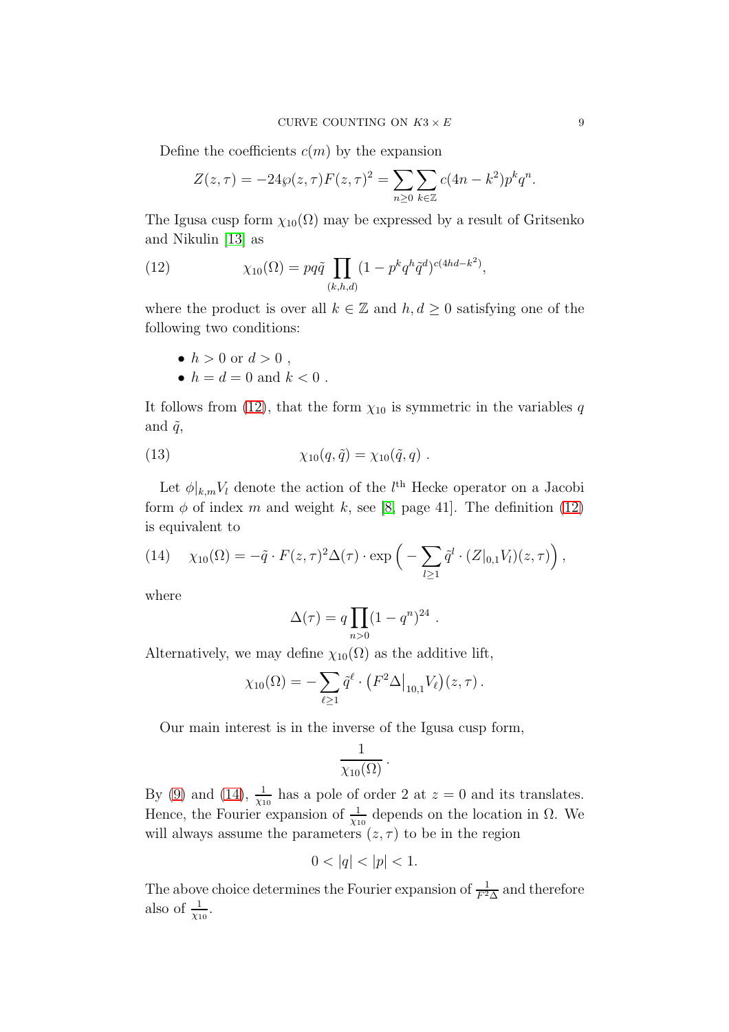Define the coefficients $c(m)$ by the expansion

$$Z(z,\tau) = -24\wp(z,\tau)F(z,\tau)^2 = \sum_{n\geq 0}\sum_{k\in\mathbb{Z}} c(4n-k^2)p^k q^n.$$

The Igusa cusp form $\chi_{10}(\Omega)$ may be expressed by a result of Gritsenko and Nikulin [13] as

$$\chi_{10}(\Omega) = pq\tilde{q}\prod_{(k,h,d)}(1-p^k q^h \tilde{q}^d)^{c(4hd-k^2)}, \tag{12}$$

where the product is over all $k \in \mathbb{Z}$ and $h, d \geq 0$ satisfying one of the following two conditions:

- $h > 0$ or $d > 0$ ,
- $h = d = 0$ and $k < 0$ .

It follows from (12), that the form $\chi_{10}$ is symmetric in the variables $q$ and $\tilde{q}$,

$$\chi_{10}(q,\tilde{q}) = \chi_{10}(\tilde{q},q) \ . \tag{13}$$

Let $\phi|_{k,m}V_l$ denote the action of the $l^{\text{th}}$ Hecke operator on a Jacobi form $\phi$ of index $m$ and weight $k$, see [8, page 41]. The definition (12) is equivalent to

$$\chi_{10}(\Omega) = -\tilde{q}\cdot F(z,\tau)^2\Delta(\tau)\cdot\exp\Big(-\sum_{l\geq 1}\tilde{q}^l\cdot(Z|_{0,1}V_l)(z,\tau)\Big), \tag{14}$$

where

$$\Delta(\tau) = q\prod_{n>0}(1-q^n)^{24} \ .$$

Alternatively, we may define $\chi_{10}(\Omega)$ as the additive lift,

$$\chi_{10}(\Omega) = -\sum_{\ell\geq 1}\tilde{q}^\ell\cdot\big(F^2\Delta\big|_{10,1}V_\ell\big)(z,\tau)\,.$$

Our main interest is in the inverse of the Igusa cusp form,

$$\frac{1}{\chi_{10}(\Omega)}\,.$$

By (9) and (14), $\frac{1}{\chi_{10}}$ has a pole of order 2 at $z = 0$ and its translates. Hence, the Fourier expansion of $\frac{1}{\chi_{10}}$ depends on the location in $\Omega$. We will always assume the parameters $(z,\tau)$ to be in the region

$$0 < |q| < |p| < 1.$$

The above choice determines the Fourier expansion of $\frac{1}{F^2\Delta}$ and therefore also of $\frac{1}{\chi_{10}}$.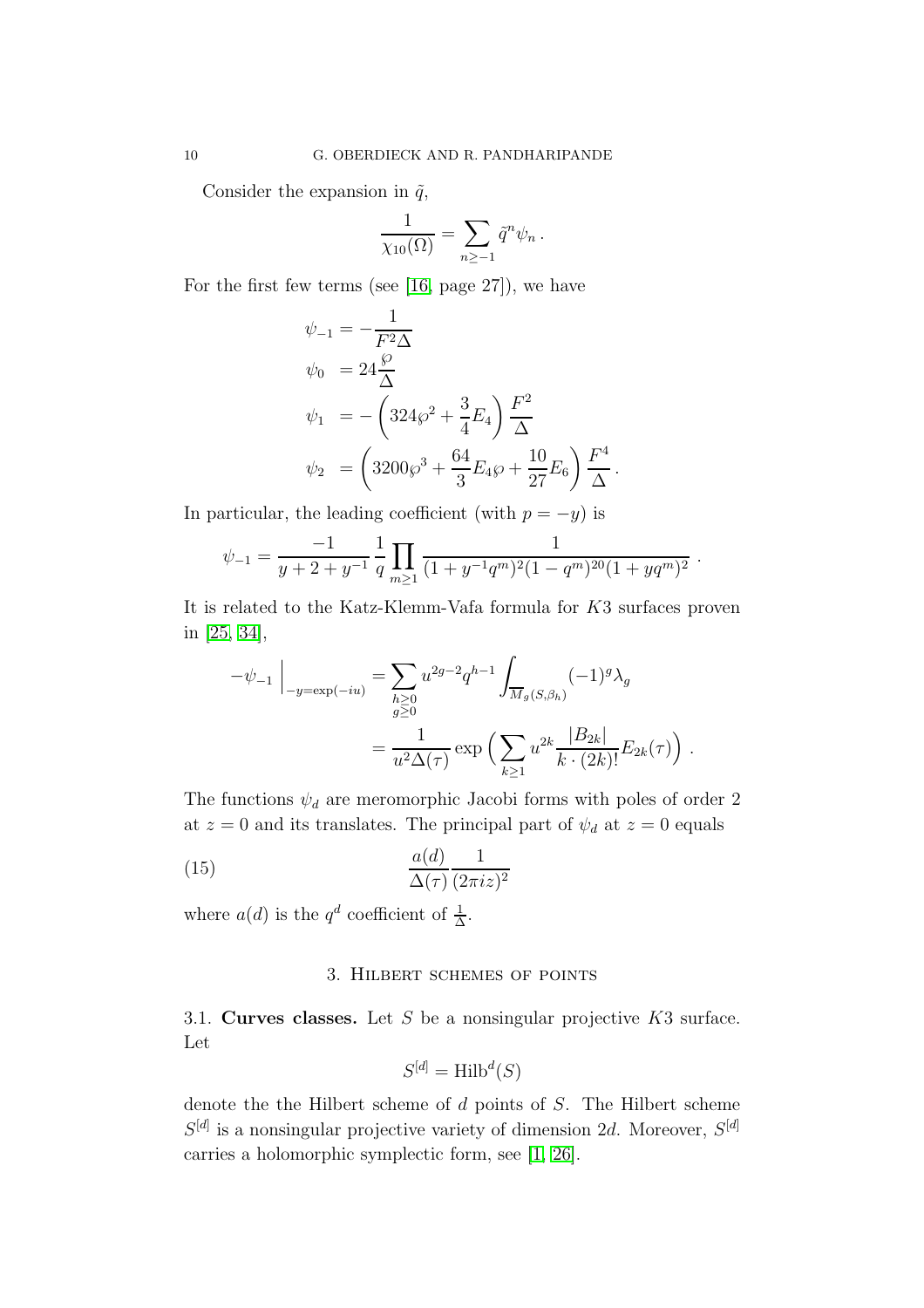Consider the expansion in $\tilde{q}$,

$$\frac{1}{\chi_{10}(\Omega)} = \sum_{n \geq -1} \tilde{q}^n \psi_n \, .$$

For the first few terms (see [16, page 27]), we have

$$\begin{aligned}
\psi_{-1} &= -\frac{1}{F^2 \Delta} \\
\psi_0 &= 24 \frac{\wp}{\Delta} \\
\psi_1 &= -\left( 324 \wp^2 + \frac{3}{4} E_4 \right) \frac{F^2}{\Delta} \\
\psi_2 &= \left( 3200 \wp^3 + \frac{64}{3} E_4 \wp + \frac{10}{27} E_6 \right) \frac{F^4}{\Delta} \, .
\end{aligned}$$

In particular, the leading coefficient (with $p = -y$) is

$$\psi_{-1} = \frac{-1}{y + 2 + y^{-1}} \frac{1}{q} \prod_{m \geq 1} \frac{1}{(1 + y^{-1} q^m)^2 (1 - q^m)^{20} (1 + y q^m)^2} \, .$$

It is related to the Katz-Klemm-Vafa formula for $K3$ surfaces proven in [25, 34],

$$\begin{aligned}
-\psi_{-1} \Big|_{-y = \exp(-iu)} &= \sum_{\substack{h \geq 0 \\ g \geq 0}} u^{2g-2} q^{h-1} \int_{\overline{M}_g(S, \beta_h)} (-1)^g \lambda_g \\
&= \frac{1}{u^2 \Delta(\tau)} \exp\Big( \sum_{k \geq 1} u^{2k} \frac{|B_{2k}|}{k \cdot (2k)!} E_{2k}(\tau) \Big) \, .
\end{aligned}$$

The functions $\psi_d$ are meromorphic Jacobi forms with poles of order 2 at $z = 0$ and its translates. The principal part of $\psi_d$ at $z = 0$ equals

$$\frac{a(d)}{\Delta(\tau)} \frac{1}{(2\pi i z)^2} \tag{15}$$

where $a(d)$ is the $q^d$ coefficient of $\frac{1}{\Delta}$.

## 3. Hilbert schemes of points

**3.1. Curves classes.** Let $S$ be a nonsingular projective $K3$ surface. Let

$$S^{[d]} = \mathrm{Hilb}^d(S)$$

denote the the Hilbert scheme of $d$ points of $S$. The Hilbert scheme $S^{[d]}$ is a nonsingular projective variety of dimension $2d$. Moreover, $S^{[d]}$ carries a holomorphic symplectic form, see [1, 26].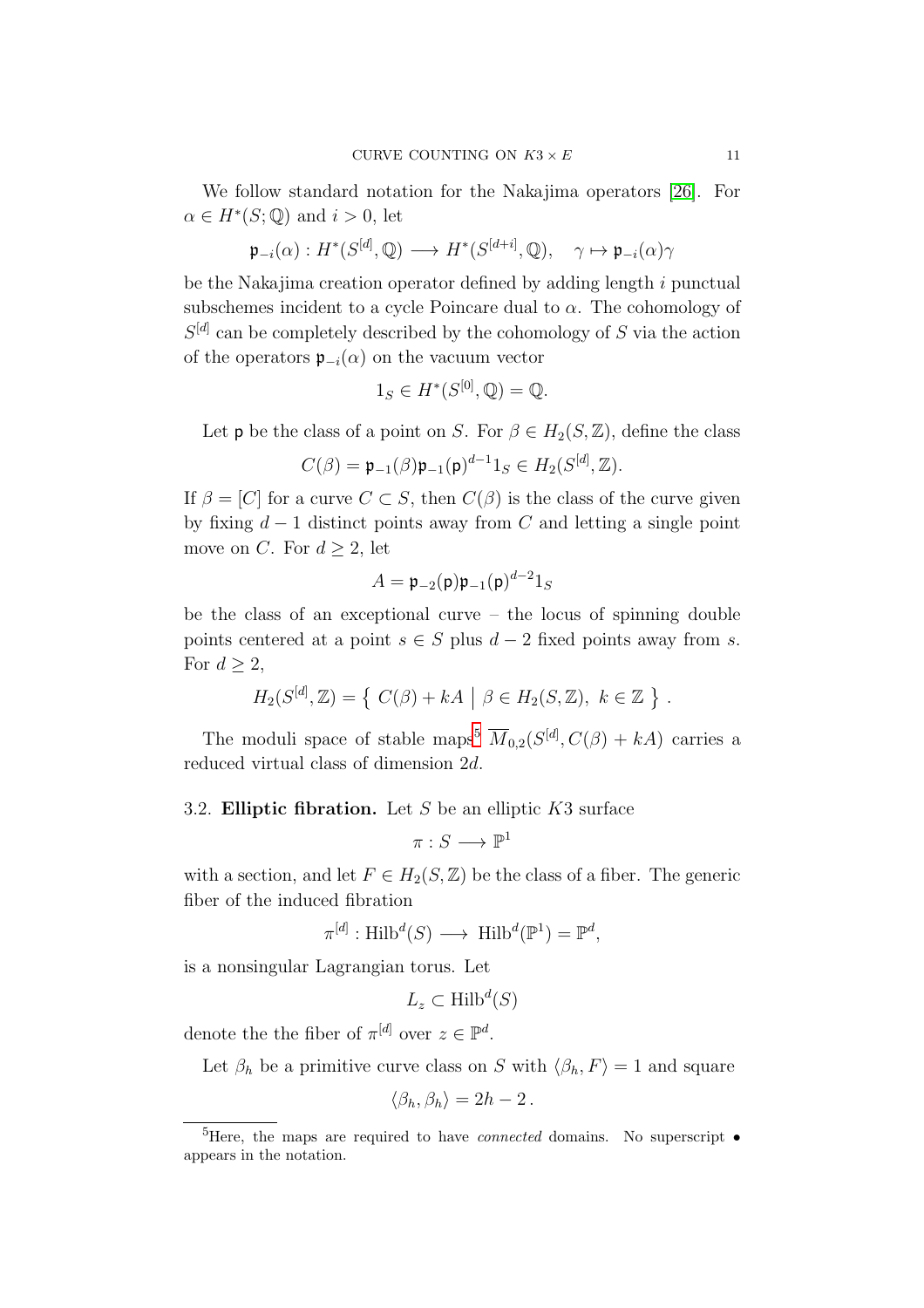We follow standard notation for the Nakajima operators [26]. For $\alpha \in H^*(S;\mathbb{Q})$ and $i > 0$, let

$$\mathfrak{p}_{-i}(\alpha) : H^*(S^{[d]}, \mathbb{Q}) \longrightarrow H^*(S^{[d+i]}, \mathbb{Q}), \quad \gamma \mapsto \mathfrak{p}_{-i}(\alpha)\gamma$$

be the Nakajima creation operator defined by adding length $i$ punctual subschemes incident to a cycle Poincare dual to $\alpha$. The cohomology of $S^{[d]}$ can be completely described by the cohomology of $S$ via the action of the operators $\mathfrak{p}_{-i}(\alpha)$ on the vacuum vector

$$1_S \in H^*(S^{[0]}, \mathbb{Q}) = \mathbb{Q}.$$

Let $\mathsf{p}$ be the class of a point on $S$. For $\beta \in H_2(S, \mathbb{Z})$, define the class

$$C(\beta) = \mathfrak{p}_{-1}(\beta)\mathfrak{p}_{-1}(\mathsf{p})^{d-1}1_S \in H_2(S^{[d]}, \mathbb{Z}).$$

If $\beta = [C]$ for a curve $C \subset S$, then $C(\beta)$ is the class of the curve given by fixing $d-1$ distinct points away from $C$ and letting a single point move on $C$. For $d \geq 2$, let

$$A = \mathfrak{p}_{-2}(\mathsf{p})\mathfrak{p}_{-1}(\mathsf{p})^{d-2}1_S$$

be the class of an exceptional curve – the locus of spinning double points centered at a point $s \in S$ plus $d-2$ fixed points away from $s$. For $d \geq 2$,

$$H_2(S^{[d]}, \mathbb{Z}) = \left\{ \, C(\beta) + kA \;\middle|\; \beta \in H_2(S, \mathbb{Z}), \; k \in \mathbb{Z} \, \right\} .$$

The moduli space of stable maps[5] $\overline{M}_{0,2}(S^{[d]}, C(\beta) + kA)$ carries a reduced virtual class of dimension $2d$.

## 3.2. **Elliptic fibration.**

Let $S$ be an elliptic $K3$ surface

$$\pi : S \longrightarrow \mathbb{P}^1$$

with a section, and let $F \in H_2(S, \mathbb{Z})$ be the class of a fiber. The generic fiber of the induced fibration

$$\pi^{[d]} : \mathrm{Hilb}^d(S) \longrightarrow \mathrm{Hilb}^d(\mathbb{P}^1) = \mathbb{P}^d,$$

is a nonsingular Lagrangian torus. Let

$$L_z \subset \mathrm{Hilb}^d(S)$$

denote the the fiber of $\pi^{[d]}$ over $z \in \mathbb{P}^d$.

Let $\beta_h$ be a primitive curve class on $S$ with $\langle \beta_h, F \rangle = 1$ and square

$$\langle \beta_h, \beta_h \rangle = 2h - 2 \, .$$

---

[5] Here, the maps are required to have *connected* domains. No superscript $\bullet$ appears in the notation.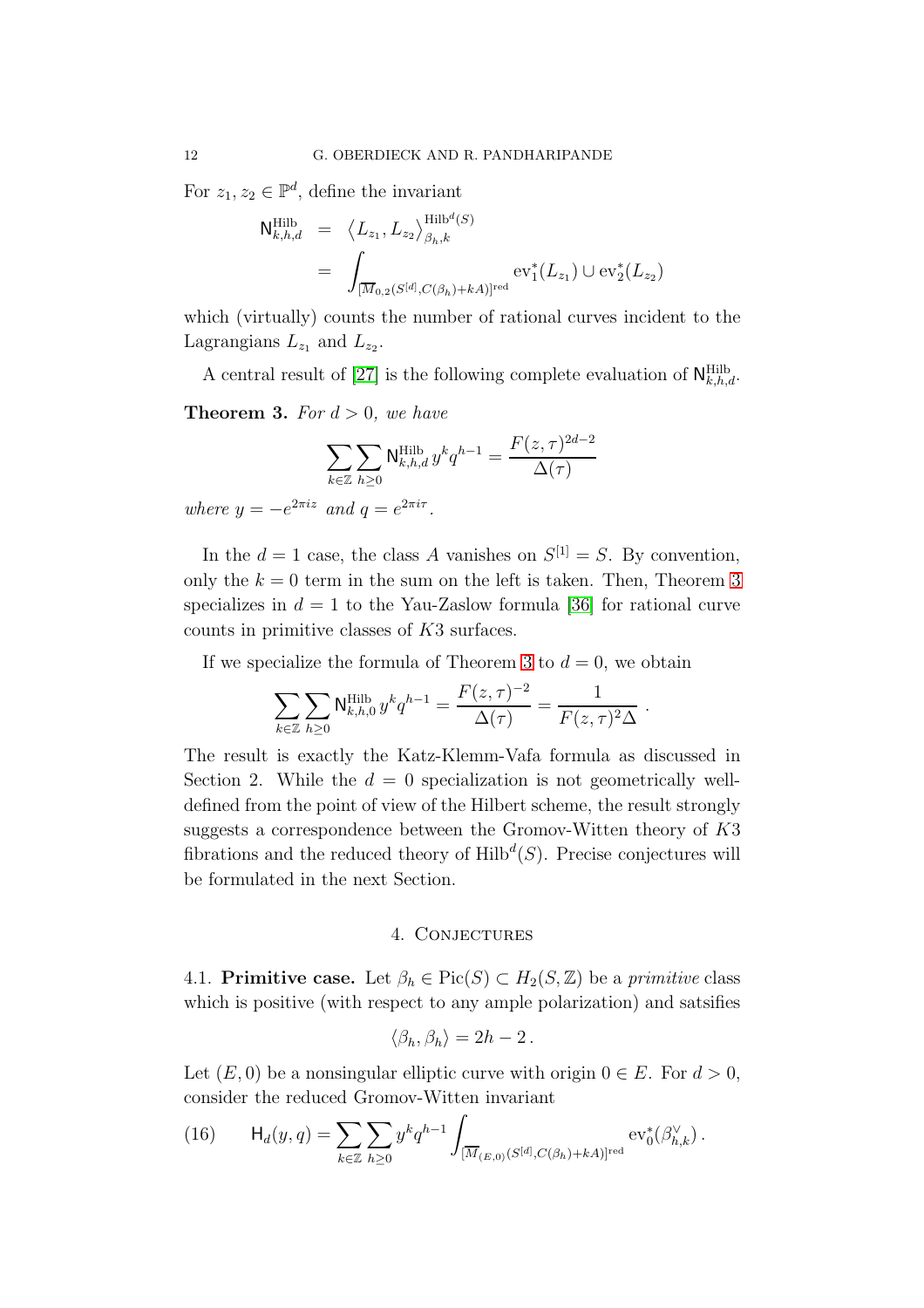For $z_1, z_2 \in \mathbb{P}^d$, define the invariant

$$
\begin{aligned}
\mathsf{N}^{\text{Hilb}}_{k,h,d} &= \big\langle L_{z_1}, L_{z_2} \big\rangle^{\text{Hilb}^d(S)}_{\beta_h, k} \\
&= \int_{[\overline{M}_{0,2}(S^{[d]}, C(\beta_h)+kA)]^{\text{red}}} \text{ev}_1^*(L_{z_1}) \cup \text{ev}_2^*(L_{z_2})
\end{aligned}
$$

which (virtually) counts the number of rational curves incident to the Lagrangians $L_{z_1}$ and $L_{z_2}$.

A central result of [27] is the following complete evaluation of $\mathsf{N}^{\text{Hilb}}_{k,h,d}$.

**Theorem 3.** *For $d > 0$, we have*

$$
\sum_{k \in \mathbb{Z}} \sum_{h \geq 0} \mathsf{N}^{\text{Hilb}}_{k,h,d} \, y^k q^{h-1} = \frac{F(z,\tau)^{2d-2}}{\Delta(\tau)}
$$

*where $y = -e^{2\pi i z}$ and $q = e^{2\pi i \tau}$.*

In the $d = 1$ case, the class $A$ vanishes on $S^{[1]} = S$. By convention, only the $k = 0$ term in the sum on the left is taken. Then, Theorem 3 specializes in $d = 1$ to the Yau-Zaslow formula [36] for rational curve counts in primitive classes of $K3$ surfaces.

If we specialize the formula of Theorem 3 to $d = 0$, we obtain

$$
\sum_{k \in \mathbb{Z}} \sum_{h \geq 0} \mathsf{N}^{\text{Hilb}}_{k,h,0} \, y^k q^{h-1} = \frac{F(z,\tau)^{-2}}{\Delta(\tau)} = \frac{1}{F(z,\tau)^2 \Delta} \, .
$$

The result is exactly the Katz-Klemm-Vafa formula as discussed in Section 2. While the $d = 0$ specialization is not geometrically well-defined from the point of view of the Hilbert scheme, the result strongly suggests a correspondence between the Gromov-Witten theory of $K3$ fibrations and the reduced theory of $\text{Hilb}^d(S)$. Precise conjectures will be formulated in the next Section.

## 4. Conjectures

**4.1. Primitive case.** Let $\beta_h \in \text{Pic}(S) \subset H_2(S, \mathbb{Z})$ be a *primitive* class which is positive (with respect to any ample polarization) and satsifies

$$
\langle \beta_h, \beta_h \rangle = 2h - 2 \, .
$$

Let $(E, 0)$ be a nonsingular elliptic curve with origin $0 \in E$. For $d > 0$, consider the reduced Gromov-Witten invariant

$$
\mathsf{H}_d(y,q) = \sum_{k \in \mathbb{Z}} \sum_{h \geq 0} y^k q^{h-1} \int_{[\overline{M}_{(E,0)}(S^{[d]}, C(\beta_h)+kA)]^{\text{red}}} \text{ev}_0^*(\beta^\vee_{h,k}) \, . \tag{16}
$$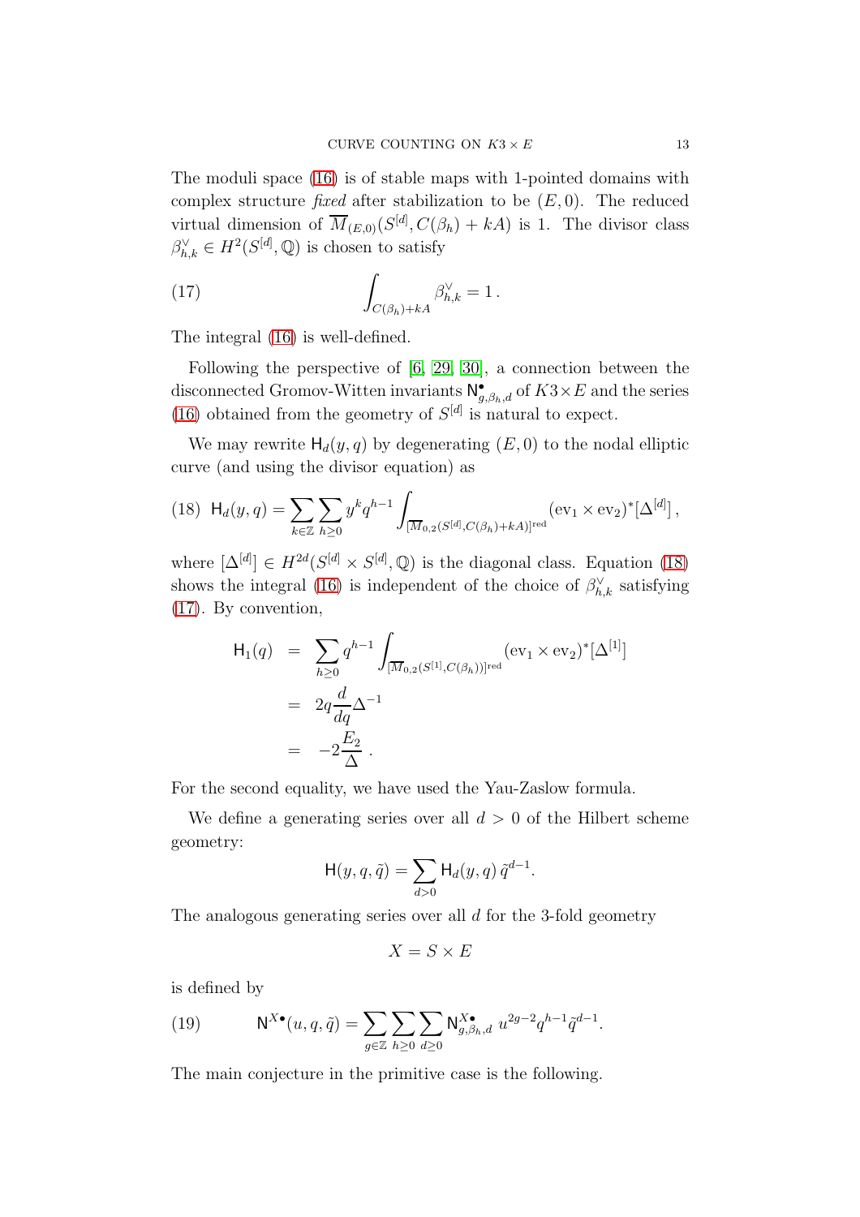The moduli space (16) is of stable maps with 1-pointed domains with complex structure *fixed* after stabilization to be $(E, 0)$. The reduced virtual dimension of $\overline{M}_{(E,0)}(S^{[d]}, C(\beta_h) + kA)$ is 1. The divisor class $\beta^\vee_{h,k} \in H^2(S^{[d]}, \mathbb{Q})$ is chosen to satisfy

$$\int_{C(\beta_h)+kA} \beta^\vee_{h,k} = 1\,. \tag{17}$$

The integral (16) is well-defined.

Following the perspective of [6, 29, 30], a connection between the disconnected Gromov-Witten invariants $\mathsf{N}^\bullet_{g,\beta_h,d}$ of $K3\times E$ and the series (16) obtained from the geometry of $S^{[d]}$ is natural to expect.

We may rewrite $\mathsf{H}_d(y,q)$ by degenerating $(E,0)$ to the nodal elliptic curve (and using the divisor equation) as

$$\mathsf{H}_d(y,q) = \sum_{k\in\mathbb{Z}} \sum_{h\geq 0} y^k q^{h-1} \int_{[\overline{M}_{0,2}(S^{[d]}, C(\beta_h)+kA)]^{\text{red}}} (\text{ev}_1 \times \text{ev}_2)^* [\Delta^{[d]}]\,, \tag{18}$$

where $[\Delta^{[d]}] \in H^{2d}(S^{[d]} \times S^{[d]}, \mathbb{Q})$ is the diagonal class. Equation (18) shows the integral (16) is independent of the choice of $\beta^\vee_{h,k}$ satisfying (17). By convention,

$$\begin{aligned}
\mathsf{H}_1(q) &= \sum_{h\geq 0} q^{h-1} \int_{[\overline{M}_{0,2}(S^{[1]}, C(\beta_h))]^{\text{red}}} (\text{ev}_1 \times \text{ev}_2)^* [\Delta^{[1]}] \\
&= 2q \frac{d}{dq} \Delta^{-1} \\
&= -2 \frac{E_2}{\Delta}\,.
\end{aligned}$$

For the second equality, we have used the Yau-Zaslow formula.

We define a generating series over all $d > 0$ of the Hilbert scheme geometry:

$$\mathsf{H}(y,q,\tilde{q}) = \sum_{d>0} \mathsf{H}_d(y,q)\, \tilde{q}^{d-1}.$$

The analogous generating series over all $d$ for the 3-fold geometry

$$X = S \times E$$

is defined by

$$\mathsf{N}^{X\bullet}(u,q,\tilde{q}) = \sum_{g\in\mathbb{Z}} \sum_{h\geq 0} \sum_{d\geq 0} \mathsf{N}^{X\bullet}_{g,\beta_h,d}\; u^{2g-2} q^{h-1} \tilde{q}^{d-1}. \tag{19}$$

The main conjecture in the primitive case is the following.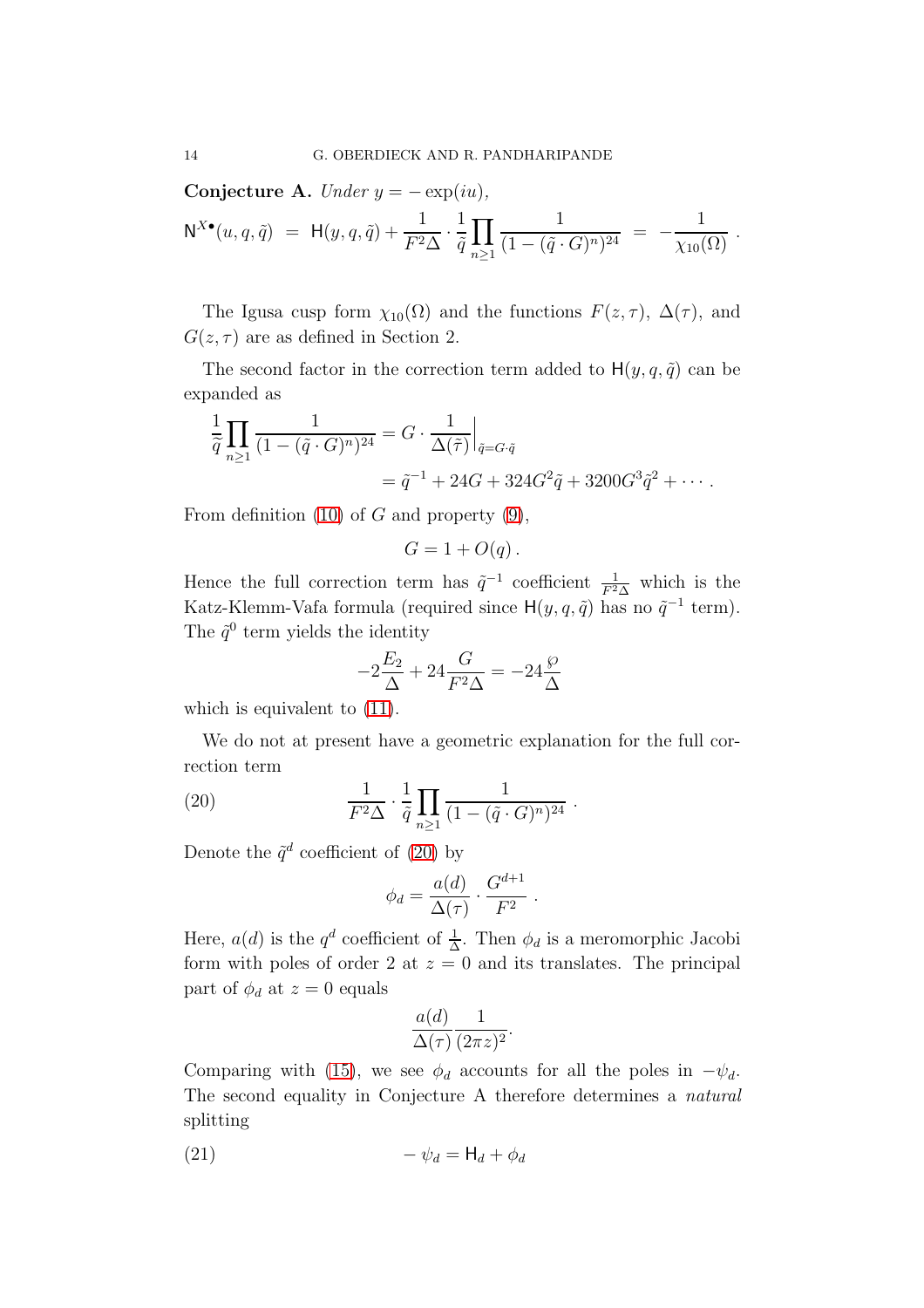**Conjecture A.** *Under* $y = -\exp(iu)$,

$$\mathsf{N}^{X\bullet}(u, q, \tilde{q}) \;=\; \mathsf{H}(y, q, \tilde{q}) + \frac{1}{F^2 \Delta} \cdot \frac{1}{\tilde{q}} \prod_{n \geq 1} \frac{1}{(1 - (\tilde{q} \cdot G)^n)^{24}} \;=\; -\frac{1}{\chi_{10}(\Omega)}\,.$$

The Igusa cusp form $\chi_{10}(\Omega)$ and the functions $F(z, \tau)$, $\Delta(\tau)$, and $G(z, \tau)$ are as defined in Section 2.

The second factor in the correction term added to $\mathsf{H}(y, q, \tilde{q})$ can be expanded as

$$\begin{aligned}
\frac{1}{\tilde{q}} \prod_{n \geq 1} \frac{1}{(1 - (\tilde{q} \cdot G)^n)^{24}} &= G \cdot \frac{1}{\Delta(\tilde{\tau})}\Big|_{\tilde{q} = G \cdot \tilde{q}} \\
&= \tilde{q}^{-1} + 24G + 324G^2 \tilde{q} + 3200 G^3 \tilde{q}^2 + \cdots .
\end{aligned}$$

From definition (10) of $G$ and property (9),

$$G = 1 + O(q)\,.$$

Hence the full correction term has $\tilde{q}^{-1}$ coefficient $\frac{1}{F^2 \Delta}$ which is the Katz-Klemm-Vafa formula (required since $\mathsf{H}(y, q, \tilde{q})$ has no $\tilde{q}^{-1}$ term). The $\tilde{q}^0$ term yields the identity

$$-2 \frac{E_2}{\Delta} + 24 \frac{G}{F^2 \Delta} = -24 \frac{\wp}{\Delta}$$

which is equivalent to (11).

We do not at present have a geometric explanation for the full correction term

$$\frac{1}{F^2 \Delta} \cdot \frac{1}{\tilde{q}} \prod_{n \geq 1} \frac{1}{(1 - (\tilde{q} \cdot G)^n)^{24}}\,. \tag{20}$$

Denote the $\tilde{q}^d$ coefficient of (20) by

$$\phi_d = \frac{a(d)}{\Delta(\tau)} \cdot \frac{G^{d+1}}{F^2}\,.$$

Here, $a(d)$ is the $q^d$ coefficient of $\frac{1}{\Delta}$. Then $\phi_d$ is a meromorphic Jacobi form with poles of order 2 at $z = 0$ and its translates. The principal part of $\phi_d$ at $z = 0$ equals

$$\frac{a(d)}{\Delta(\tau)} \frac{1}{(2\pi z)^2}.$$

Comparing with (15), we see $\phi_d$ accounts for all the poles in $-\psi_d$. The second equality in Conjecture A therefore determines a *natural* splitting

$$-\psi_d = \mathsf{H}_d + \phi_d \tag{21}$$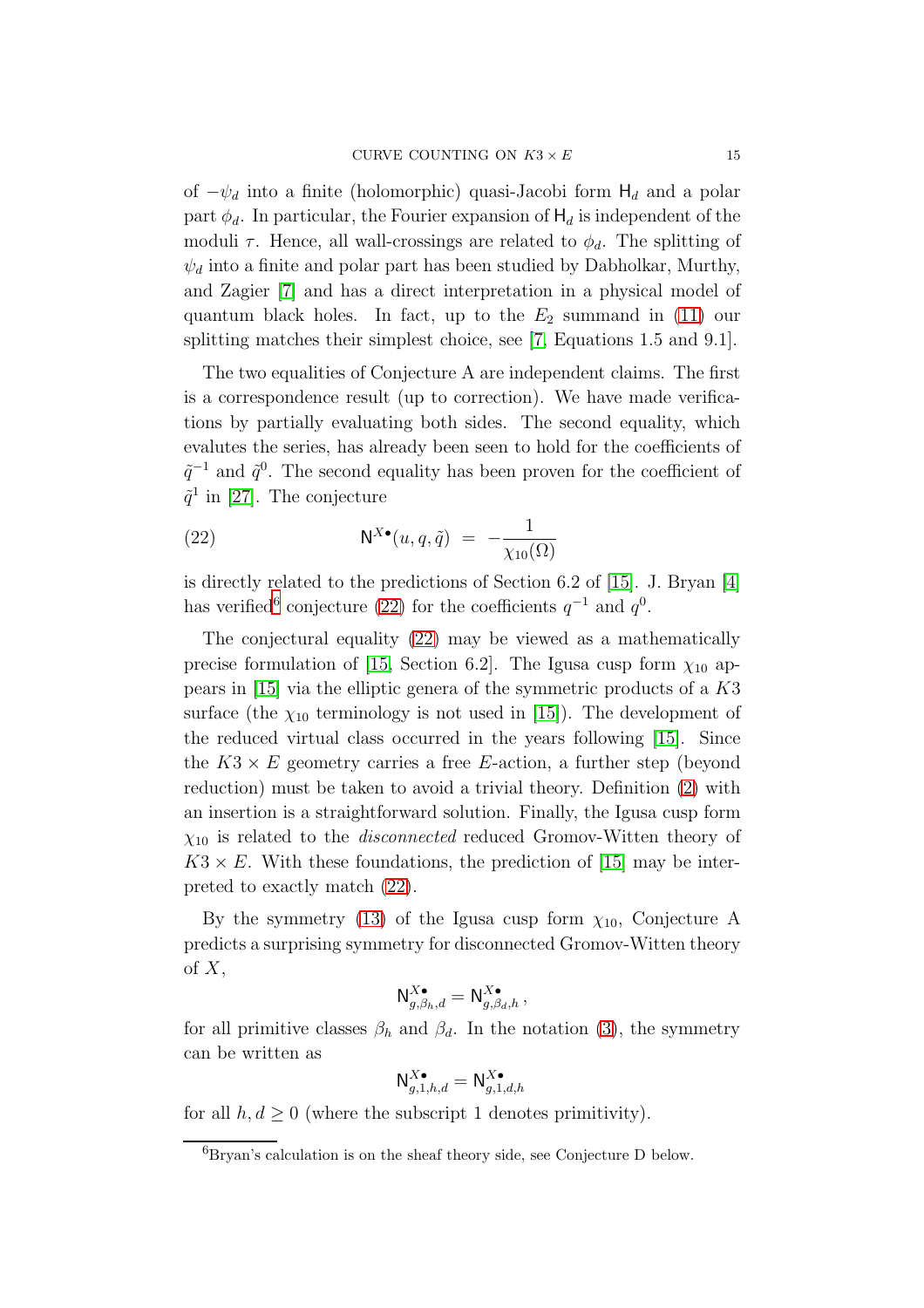of $-\psi_d$ into a finite (holomorphic) quasi-Jacobi form $\mathsf{H}_d$ and a polar part $\phi_d$. In particular, the Fourier expansion of $\mathsf{H}_d$ is independent of the moduli $\tau$. Hence, all wall-crossings are related to $\phi_d$. The splitting of $\psi_d$ into a finite and polar part has been studied by Dabholkar, Murthy, and Zagier [7] and has a direct interpretation in a physical model of quantum black holes. In fact, up to the $E_2$ summand in (11) our splitting matches their simplest choice, see [7, Equations 1.5 and 9.1].

The two equalities of Conjecture A are independent claims. The first is a correspondence result (up to correction). We have made verifications by partially evaluating both sides. The second equality, which evalutes the series, has already been seen to hold for the coefficients of $\tilde{q}^{-1}$ and $\tilde{q}^0$. The second equality has been proven for the coefficient of $\tilde{q}^1$ in [27]. The conjecture

$$\mathsf{N}^{X\bullet}(u, q, \tilde{q}) \; = \; -\frac{1}{\chi_{10}(\Omega)} \tag{22}$$

is directly related to the predictions of Section 6.2 of [15]. J. Bryan [4] has verified[6] conjecture (22) for the coefficients $q^{-1}$ and $q^0$.

The conjectural equality (22) may be viewed as a mathematically precise formulation of [15, Section 6.2]. The Igusa cusp form $\chi_{10}$ appears in [15] via the elliptic genera of the symmetric products of a $K3$ surface (the $\chi_{10}$ terminology is not used in [15]). The development of the reduced virtual class occurred in the years following [15]. Since the $K3 \times E$ geometry carries a free $E$-action, a further step (beyond reduction) must be taken to avoid a trivial theory. Definition (2) with an insertion is a straightforward solution. Finally, the Igusa cusp form $\chi_{10}$ is related to the *disconnected* reduced Gromov-Witten theory of $K3 \times E$. With these foundations, the prediction of [15] may be interpreted to exactly match (22).

By the symmetry (13) of the Igusa cusp form $\chi_{10}$, Conjecture A predicts a surprising symmetry for disconnected Gromov-Witten theory of $X$,

$$\mathsf{N}^{X\bullet}_{g,\beta_h,d} = \mathsf{N}^{X\bullet}_{g,\beta_d,h} \, ,$$

for all primitive classes $\beta_h$ and $\beta_d$. In the notation (3), the symmetry can be written as

$$\mathsf{N}^{X\bullet}_{g,1,h,d} = \mathsf{N}^{X\bullet}_{g,1,d,h}$$

for all $h, d \geq 0$ (where the subscript 1 denotes primitivity).

[6] Bryan's calculation is on the sheaf theory side, see Conjecture D below.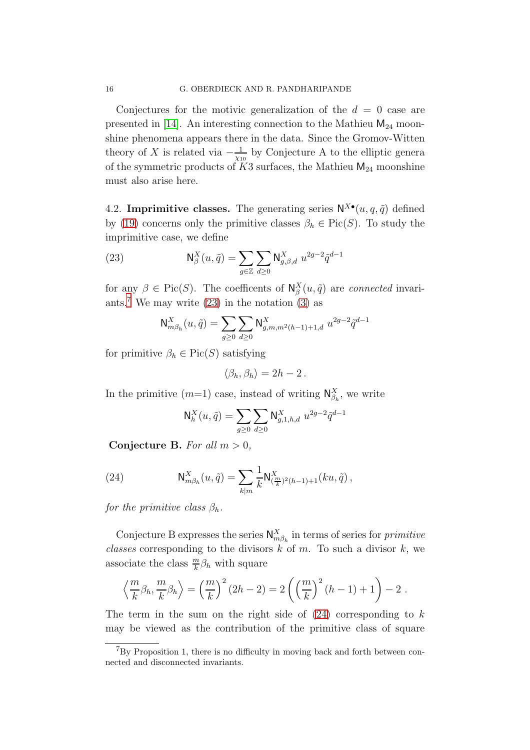Conjectures for the motivic generalization of the $d = 0$ case are presented in [14]. An interesting connection to the Mathieu $\mathsf{M}_{24}$ moonshine phenomena appears there in the data. Since the Gromov-Witten theory of $X$ is related via $-\frac{1}{\chi_{10}}$ by Conjecture A to the elliptic genera of the symmetric products of $K3$ surfaces, the Mathieu $\mathsf{M}_{24}$ moonshine must also arise here.

4.2. **Imprimitive classes.** The generating series $\mathsf{N}^{X\bullet}(u, q, \tilde{q})$ defined by (19) concerns only the primitive classes $\beta_h \in \mathrm{Pic}(S)$. To study the imprimitive case, we define

$$\mathsf{N}^X_\beta(u, \tilde{q}) = \sum_{g \in \mathbb{Z}} \sum_{d \geq 0} \mathsf{N}^X_{g,\beta,d}\ u^{2g-2} \tilde{q}^{d-1} \tag{23}$$

for any $\beta \in \mathrm{Pic}(S)$. The coefficents of $\mathsf{N}^X_\beta(u, \tilde{q})$ are *connected* invariants.[7] We may write (23) in the notation (3) as

$$\mathsf{N}^X_{m\beta_h}(u, \tilde{q}) = \sum_{g \geq 0} \sum_{d \geq 0} \mathsf{N}^X_{g,m,m^2(h-1)+1,d}\ u^{2g-2} \tilde{q}^{d-1}$$

for primitive $\beta_h \in \mathrm{Pic}(S)$ satisfying

$$\langle \beta_h, \beta_h \rangle = 2h - 2\,.$$

In the primitive ($m$=1) case, instead of writing $\mathsf{N}^X_{\beta_h}$, we write

$$\mathsf{N}^X_h(u, \tilde{q}) = \sum_{g \geq 0} \sum_{d \geq 0} \mathsf{N}^X_{g,1,h,d}\ u^{2g-2} \tilde{q}^{d-1}$$

**Conjecture B.** *For all $m > 0$,*

$$\mathsf{N}^X_{m\beta_h}(u, \tilde{q}) = \sum_{k|m} \frac{1}{k} \mathsf{N}^X_{(\frac{m}{k})^2(h-1)+1}(ku, \tilde{q})\,, \tag{24}$$

*for the primitive class $\beta_h$.*

Conjecture B expresses the series $\mathsf{N}^X_{m\beta_h}$ in terms of series for *primitive classes* corresponding to the divisors $k$ of $m$. To such a divisor $k$, we associate the class $\frac{m}{k}\beta_h$ with square

$$\left\langle \frac{m}{k}\beta_h, \frac{m}{k}\beta_h \right\rangle = \left(\frac{m}{k}\right)^2 (2h-2) = 2\left(\left(\frac{m}{k}\right)^2 (h-1) + 1\right) - 2\,.$$

The term in the sum on the right side of (24) corresponding to $k$ may be viewed as the contribution of the primitive class of square

[7] By Proposition 1, there is no difficulty in moving back and forth between connected and disconnected invariants.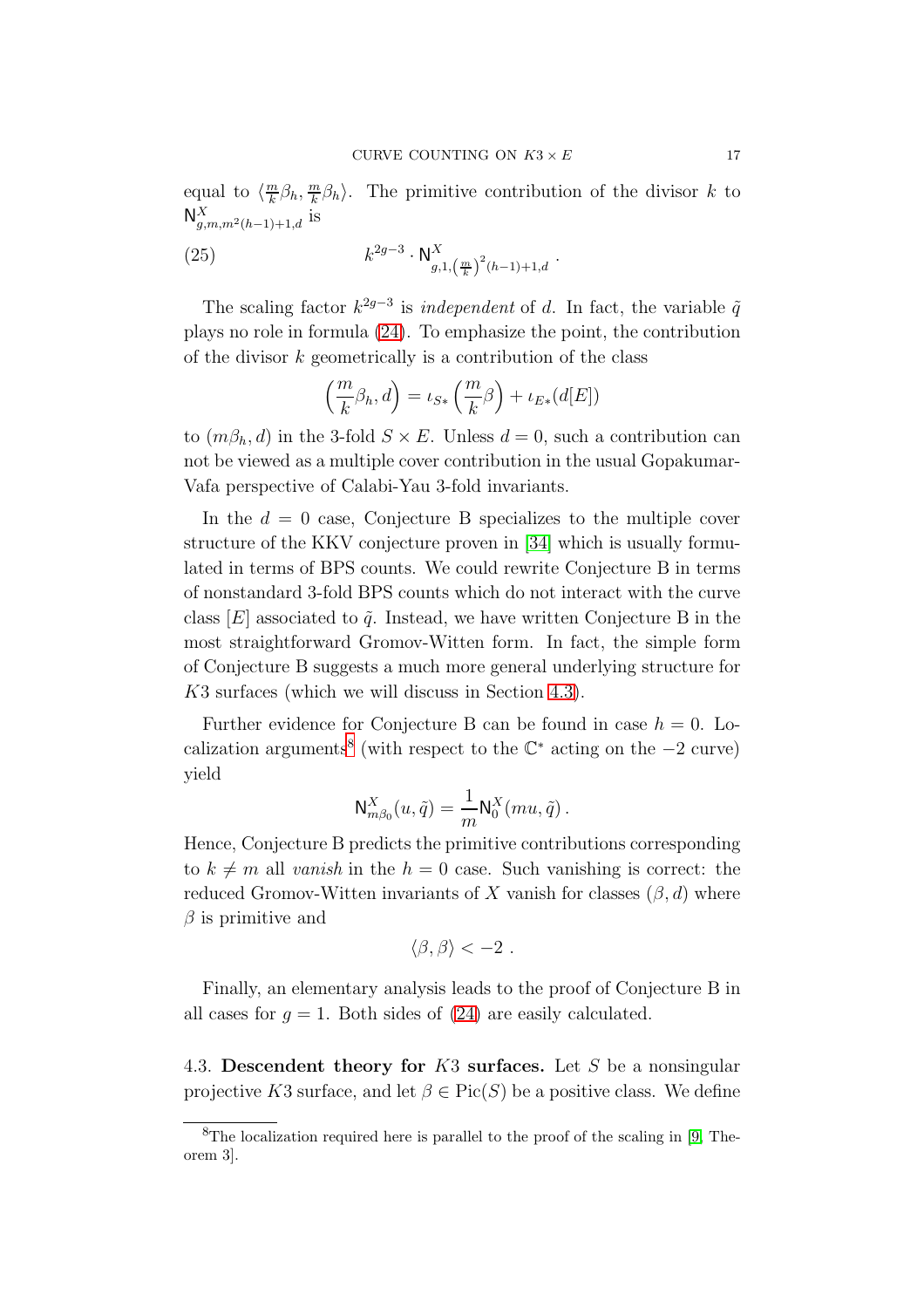equal to $\langle \frac{m}{k}\beta_h, \frac{m}{k}\beta_h \rangle$. The primitive contribution of the divisor $k$ to $\mathsf{N}^X_{g,m,m^2(h-1)+1,d}$ is

$$k^{2g-3} \cdot \mathsf{N}^X_{g,1,\left(\frac{m}{k}\right)^2(h-1)+1,d} \, . \tag{25}$$

The scaling factor $k^{2g-3}$ is *independent* of $d$. In fact, the variable $\tilde{q}$ plays no role in formula (24). To emphasize the point, the contribution of the divisor $k$ geometrically is a contribution of the class

$$\left(\frac{m}{k}\beta_h, d\right) = \iota_{S*}\left(\frac{m}{k}\beta\right) + \iota_{E*}(d[E])$$

to $(m\beta_h, d)$ in the 3-fold $S \times E$. Unless $d = 0$, such a contribution can not be viewed as a multiple cover contribution in the usual Gopakumar-Vafa perspective of Calabi-Yau 3-fold invariants.

In the $d = 0$ case, Conjecture B specializes to the multiple cover structure of the KKV conjecture proven in [34] which is usually formulated in terms of BPS counts. We could rewrite Conjecture B in terms of nonstandard 3-fold BPS counts which do not interact with the curve class $[E]$ associated to $\tilde{q}$. Instead, we have written Conjecture B in the most straightforward Gromov-Witten form. In fact, the simple form of Conjecture B suggests a much more general underlying structure for $K3$ surfaces (which we will discuss in Section 4.3).

Further evidence for Conjecture B can be found in case $h = 0$. Localization arguments[8] (with respect to the $\mathbb{C}^*$ acting on the $-2$ curve) yield

$$\mathsf{N}^X_{m\beta_0}(u, \tilde{q}) = \frac{1}{m}\mathsf{N}^X_0(mu, \tilde{q}) \, .$$

Hence, Conjecture B predicts the primitive contributions corresponding to $k \neq m$ all *vanish* in the $h = 0$ case. Such vanishing is correct: the reduced Gromov-Witten invariants of $X$ vanish for classes $(\beta, d)$ where $\beta$ is primitive and

$$\langle \beta, \beta \rangle < -2 \, .$$

Finally, an elementary analysis leads to the proof of Conjecture B in all cases for $g = 1$. Both sides of (24) are easily calculated.

### 4.3. Descendent theory for $K3$ surfaces.

Let $S$ be a nonsingular projective $K3$ surface, and let $\beta \in \mathrm{Pic}(S)$ be a positive class. We define

---

[8] The localization required here is parallel to the proof of the scaling in [9, Theorem 3].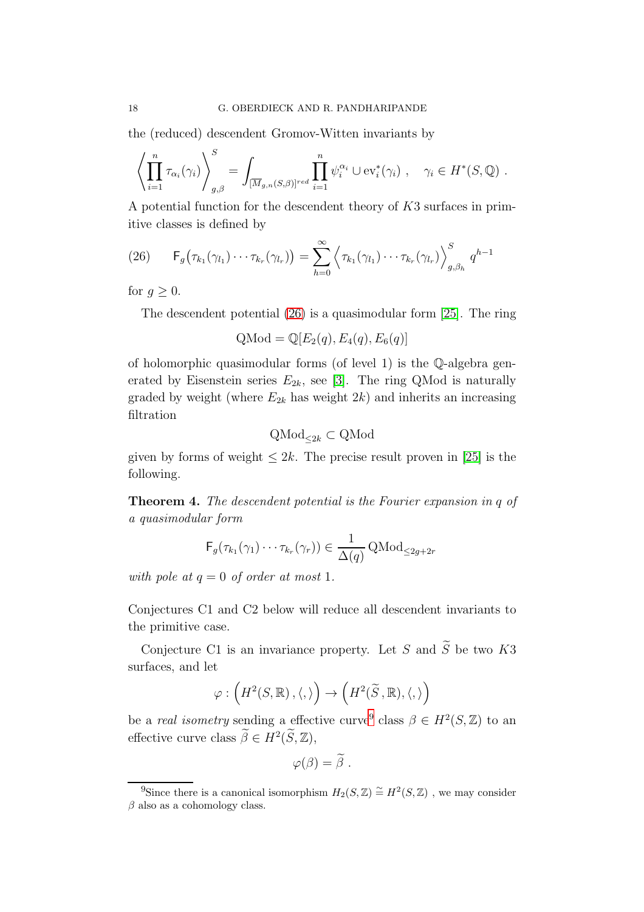the (reduced) descendent Gromov-Witten invariants by

$$\left\langle \prod_{i=1}^{n} \tau_{\alpha_i}(\gamma_i) \right\rangle_{g,\beta}^{S} = \int_{[\overline{M}_{g,n}(S,\beta)]^{red}} \prod_{i=1}^{n} \psi_i^{\alpha_i} \cup \mathrm{ev}_i^*(\gamma_i) \ , \quad \gamma_i \in H^*(S,\mathbb{Q}) \ .$$

A potential function for the descendent theory of $K3$ surfaces in primitive classes is defined by

$$\mathsf{F}_g\big(\tau_{k_1}(\gamma_{l_1}) \cdots \tau_{k_r}(\gamma_{l_r})\big) = \sum_{h=0}^{\infty} \Big\langle \tau_{k_1}(\gamma_{l_1}) \cdots \tau_{k_r}(\gamma_{l_r}) \Big\rangle_{g,\beta_h}^{S} q^{h-1} \tag{26}$$

for $g \geq 0$.

The descendent potential (26) is a quasimodular form [25]. The ring

$$\mathrm{QMod} = \mathbb{Q}[E_2(q), E_4(q), E_6(q)]$$

of holomorphic quasimodular forms (of level 1) is the $\mathbb{Q}$-algebra generated by Eisenstein series $E_{2k}$, see [3]. The ring QMod is naturally graded by weight (where $E_{2k}$ has weight $2k$) and inherits an increasing filtration

$$\mathrm{QMod}_{\leq 2k} \subset \mathrm{QMod}$$

given by forms of weight $\leq 2k$. The precise result proven in [25] is the following.

**Theorem 4.** *The descendent potential is the Fourier expansion in $q$ of a quasimodular form*

$$\mathsf{F}_g(\tau_{k_1}(\gamma_1) \cdots \tau_{k_r}(\gamma_r)) \in \frac{1}{\Delta(q)} \mathrm{QMod}_{\leq 2g+2r}$$

*with pole at $q = 0$ of order at most 1.*

Conjectures C1 and C2 below will reduce all descendent invariants to the primitive case.

Conjecture C1 is an invariance property. Let $S$ and $\widetilde{S}$ be two $K3$ surfaces, and let

$$\varphi : \Big(H^2(S,\mathbb{R})\,,\langle,\rangle\Big) \to \Big(H^2(\widetilde{S}\,,\mathbb{R}),\langle,\rangle\Big)$$

be a *real isometry* sending a effective curve[9] class $\beta \in H^2(S,\mathbb{Z})$ to an effective curve class $\widetilde{\beta} \in H^2(\widetilde{S},\mathbb{Z})$,

$$\varphi(\beta) = \widetilde{\beta} \ .$$

[9] Since there is a canonical isomorphism $H_2(S,\mathbb{Z}) \cong H^2(S,\mathbb{Z})$ , we may consider $\beta$ also as a cohomology class.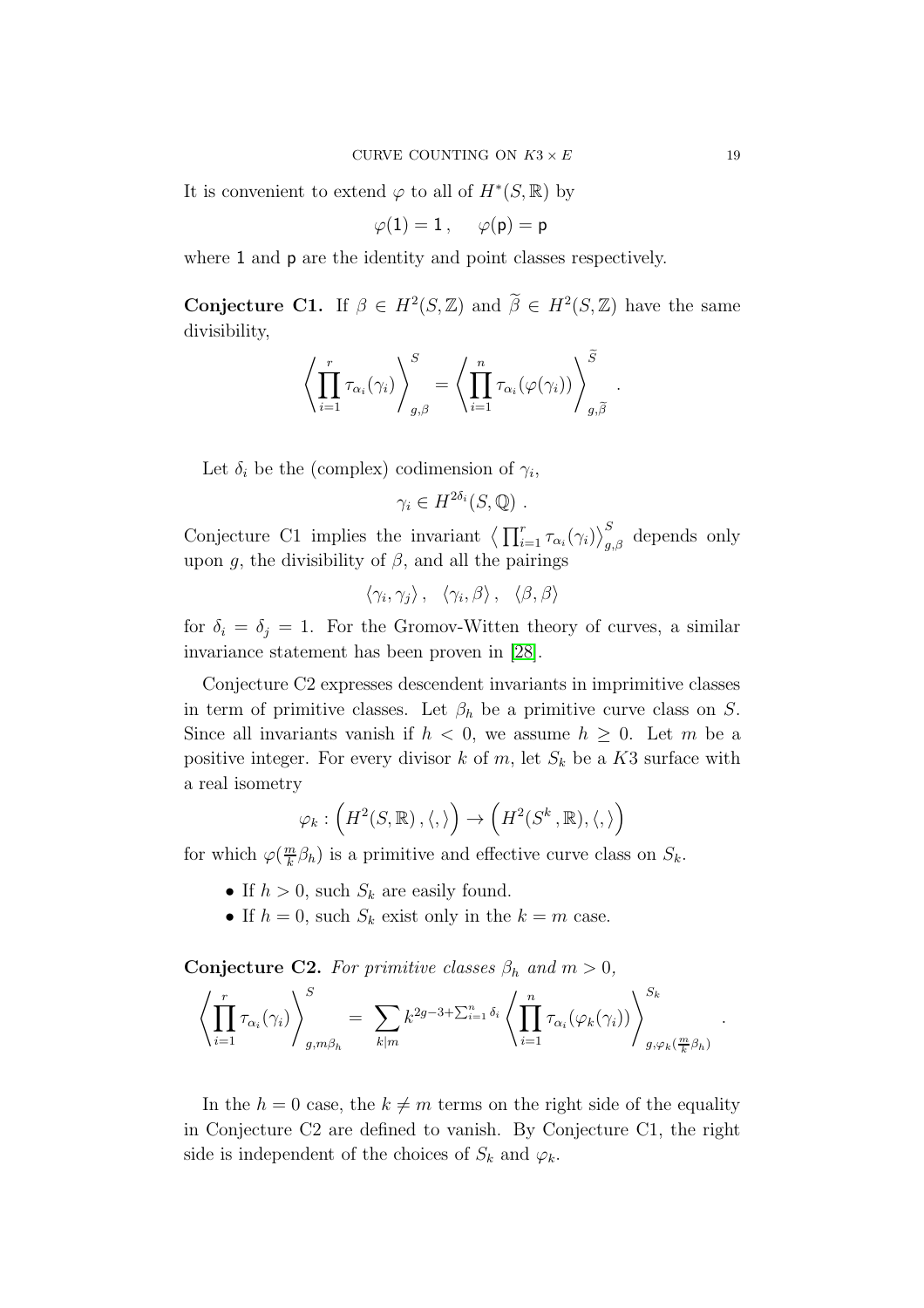It is convenient to extend $\varphi$ to all of $H^*(S,\mathbb{R})$ by

$$\varphi(\mathsf{1}) = \mathsf{1}\,, \quad \varphi(\mathsf{p}) = \mathsf{p}$$

where $\mathsf{1}$ and $\mathsf{p}$ are the identity and point classes respectively.

**Conjecture C1.** If $\beta \in H^2(S,\mathbb{Z})$ and $\widetilde{\beta} \in H^2(S,\mathbb{Z})$ have the same divisibility,

$$\left\langle \prod_{i=1}^{r} \tau_{\alpha_i}(\gamma_i) \right\rangle_{g,\beta}^{S} = \left\langle \prod_{i=1}^{n} \tau_{\alpha_i}(\varphi(\gamma_i)) \right\rangle_{g,\widetilde{\beta}}^{\widetilde{S}} .$$

Let $\delta_i$ be the (complex) codimension of $\gamma_i$,

$$\gamma_i \in H^{2\delta_i}(S,\mathbb{Q}) \,.$$

Conjecture C1 implies the invariant $\big\langle \prod_{i=1}^r \tau_{\alpha_i}(\gamma_i)\big\rangle_{g,\beta}^S$ depends only upon $g$, the divisibility of $\beta$, and all the pairings

$$\langle \gamma_i, \gamma_j \rangle \,, \quad \langle \gamma_i, \beta \rangle \,, \quad \langle \beta, \beta \rangle$$

for $\delta_i = \delta_j = 1$. For the Gromov-Witten theory of curves, a similar invariance statement has been proven in [28].

Conjecture C2 expresses descendent invariants in imprimitive classes in term of primitive classes. Let $\beta_h$ be a primitive curve class on $S$. Since all invariants vanish if $h < 0$, we assume $h \geq 0$. Let $m$ be a positive integer. For every divisor $k$ of $m$, let $S_k$ be a $K3$ surface with a real isometry

$$\varphi_k : \Big( H^2(S,\mathbb{R})\,, \langle , \rangle \Big) \to \Big( H^2(S^k\,,\mathbb{R}), \langle , \rangle \Big)$$

for which $\varphi(\frac{m}{k}\beta_h)$ is a primitive and effective curve class on $S_k$.

- If $h > 0$, such $S_k$ are easily found.
- If $h = 0$, such $S_k$ exist only in the $k = m$ case.

**Conjecture C2.** *For primitive classes $\beta_h$ and $m > 0$,*

$$\left\langle \prod_{i=1}^{r} \tau_{\alpha_i}(\gamma_i) \right\rangle_{g,m\beta_h}^{S} = \sum_{k|m} k^{2g-3+\sum_{i=1}^n \delta_i} \left\langle \prod_{i=1}^{n} \tau_{\alpha_i}(\varphi_k(\gamma_i)) \right\rangle_{g,\varphi_k(\frac{m}{k}\beta_h)}^{S_k} .$$

In the $h = 0$ case, the $k \neq m$ terms on the right side of the equality in Conjecture C2 are defined to vanish. By Conjecture C1, the right side is independent of the choices of $S_k$ and $\varphi_k$.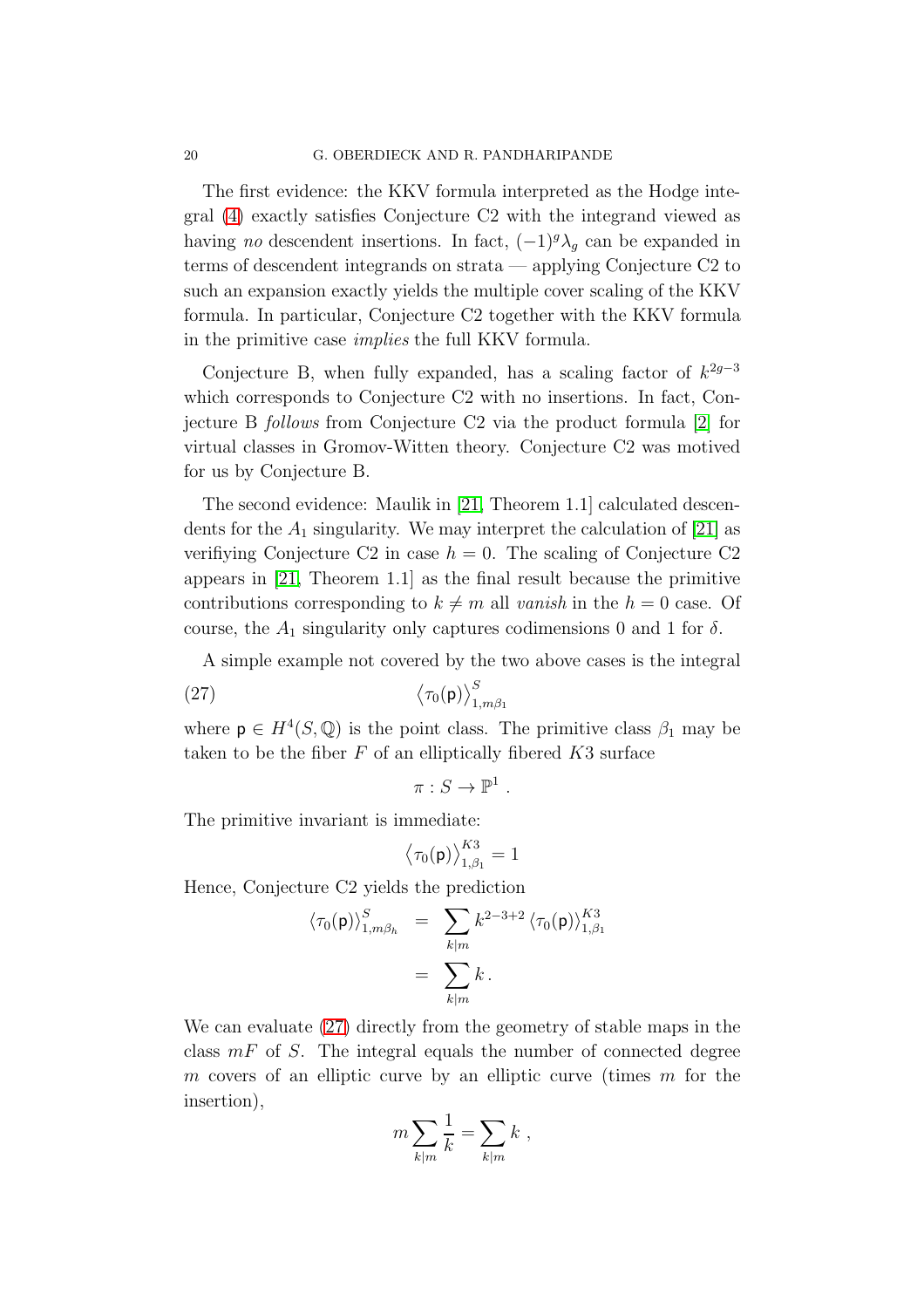The first evidence: the KKV formula interpreted as the Hodge integral (4) exactly satisfies Conjecture C2 with the integrand viewed as having *no* descendent insertions. In fact, $(-1)^g\lambda_g$ can be expanded in terms of descendent integrands on strata — applying Conjecture C2 to such an expansion exactly yields the multiple cover scaling of the KKV formula. In particular, Conjecture C2 together with the KKV formula in the primitive case *implies* the full KKV formula.

Conjecture B, when fully expanded, has a scaling factor of $k^{2g-3}$ which corresponds to Conjecture C2 with no insertions. In fact, Conjecture B *follows* from Conjecture C2 via the product formula [2] for virtual classes in Gromov-Witten theory. Conjecture C2 was motived for us by Conjecture B.

The second evidence: Maulik in [21, Theorem 1.1] calculated descendents for the $A_1$ singularity. We may interpret the calculation of [21] as verifiying Conjecture C2 in case $h = 0$. The scaling of Conjecture C2 appears in [21, Theorem 1.1] as the final result because the primitive contributions corresponding to $k \neq m$ all *vanish* in the $h = 0$ case. Of course, the $A_1$ singularity only captures codimensions 0 and 1 for $\delta$.

A simple example not covered by the two above cases is the integral

$$\left\langle \tau_0(\mathsf{p}) \right\rangle^S_{1,m\beta_1} \tag{27}$$

where $\mathsf{p} \in H^4(S, \mathbb{Q})$ is the point class. The primitive class $\beta_1$ may be taken to be the fiber $F$ of an elliptically fibered $K3$ surface

$$\pi : S \to \mathbb{P}^1 \, .$$

The primitive invariant is immediate:

$$\left\langle \tau_0(\mathsf{p}) \right\rangle^{K3}_{1,\beta_1} = 1$$

Hence, Conjecture C2 yields the prediction

$$\begin{aligned} \left\langle \tau_0(\mathsf{p}) \right\rangle^S_{1,m\beta_h} &= \sum_{k|m} k^{2-3+2} \left\langle \tau_0(\mathsf{p}) \right\rangle^{K3}_{1,\beta_1} \\ &= \sum_{k|m} k \, . \end{aligned}$$

We can evaluate (27) directly from the geometry of stable maps in the class $mF$ of $S$. The integral equals the number of connected degree $m$ covers of an elliptic curve by an elliptic curve (times $m$ for the insertion),

$$m \sum_{k|m} \frac{1}{k} = \sum_{k|m} k \ ,$$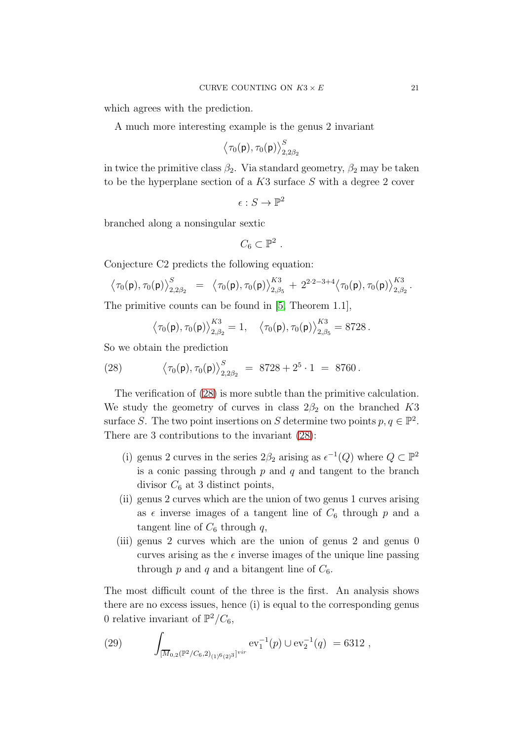which agrees with the prediction.

A much more interesting example is the genus 2 invariant

$$\big\langle \tau_0(\mathsf{p}), \tau_0(\mathsf{p}) \big\rangle^S_{2,2\beta_2}$$

in twice the primitive class $\beta_2$. Via standard geometry, $\beta_2$ may be taken to be the hyperplane section of a $K3$ surface $S$ with a degree 2 cover

$$\epsilon : S \to \mathbb{P}^2$$

branched along a nonsingular sextic

$$C_6 \subset \mathbb{P}^2 \,.$$

Conjecture C2 predicts the following equation:

$$\big\langle \tau_0(\mathsf{p}), \tau_0(\mathsf{p}) \big\rangle^S_{2,2\beta_2} \;=\; \big\langle \tau_0(\mathsf{p}), \tau_0(\mathsf{p}) \big\rangle^{K3}_{2,\beta_5} \,+\, 2^{2\cdot 2-3+4} \big\langle \tau_0(\mathsf{p}), \tau_0(\mathsf{p}) \big\rangle^{K3}_{2,\beta_2} \,.$$

The primitive counts can be found in [5, Theorem 1.1],

$$\big\langle \tau_0(\mathsf{p}), \tau_0(\mathsf{p}) \big\rangle^{K3}_{2,\beta_2} = 1, \quad \big\langle \tau_0(\mathsf{p}), \tau_0(\mathsf{p}) \big\rangle^{K3}_{2,\beta_5} = 8728 \,.$$

So we obtain the prediction

$$\big\langle \tau_0(\mathsf{p}), \tau_0(\mathsf{p}) \big\rangle^S_{2,2\beta_2} \;=\; 8728 + 2^5 \cdot 1 \;=\; 8760 \,. \tag{28}$$

The verification of (28) is more subtle than the primitive calculation. We study the geometry of curves in class $2\beta_2$ on the branched $K3$ surface $S$. The two point insertions on $S$ determine two points $p, q \in \mathbb{P}^2$. There are 3 contributions to the invariant (28):

- (i) genus 2 curves in the series $2\beta_2$ arising as $\epsilon^{-1}(Q)$ where $Q \subset \mathbb{P}^2$ is a conic passing through $p$ and $q$ and tangent to the branch divisor $C_6$ at 3 distinct points,
- (ii) genus 2 curves which are the union of two genus 1 curves arising as $\epsilon$ inverse images of a tangent line of $C_6$ through $p$ and a tangent line of $C_6$ through $q$,
- (iii) genus 2 curves which are the union of genus 2 and genus 0 curves arising as the $\epsilon$ inverse images of the unique line passing through $p$ and $q$ and a bitangent line of $C_6$.

The most difficult count of the three is the first. An analysis shows there are no excess issues, hence (i) is equal to the corresponding genus 0 relative invariant of $\mathbb{P}^2/C_6$,

$$\int_{[\overline{M}_{0,2}(\mathbb{P}^2/C_6,2)_{(1)^6(2)^3}]^{vir}} \mathrm{ev}_1^{-1}(p) \cup \mathrm{ev}_2^{-1}(q) \;= 6312 \;, \tag{29}$$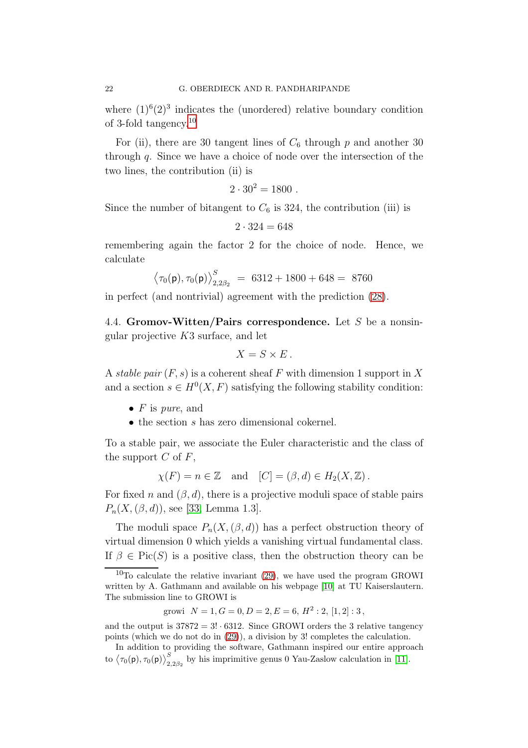where $(1)^6(2)^3$ indicates the (unordered) relative boundary condition of 3-fold tangency.[10]

For (ii), there are 30 tangent lines of $C_6$ through $p$ and another 30 through $q$. Since we have a choice of node over the intersection of the two lines, the contribution (ii) is

$$2 \cdot 30^2 = 1800 \, .$$

Since the number of bitangent to $C_6$ is 324, the contribution (iii) is

$$2 \cdot 324 = 648$$

remembering again the factor 2 for the choice of node. Hence, we calculate

$$\big\langle \tau_0(\mathsf{p}), \tau_0(\mathsf{p}) \big\rangle^S_{2,2\beta_2} \; = \; 6312 + 1800 + 648 = \; 8760$$

in perfect (and nontrivial) agreement with the prediction (28).

**4.4. Gromov-Witten/Pairs correspondence.** Let $S$ be a nonsingular projective $K3$ surface, and let

$$X = S \times E \, .$$

A *stable pair* $(F, s)$ is a coherent sheaf $F$ with dimension 1 support in $X$ and a section $s \in H^0(X, F)$ satisfying the following stability condition:

- $F$ is *pure*, and
- the section $s$ has zero dimensional cokernel.

To a stable pair, we associate the Euler characteristic and the class of the support $C$ of $F$,

$$\chi(F) = n \in \mathbb{Z} \quad \text{and} \quad [C] = (\beta, d) \in H_2(X, \mathbb{Z}) \, .$$

For fixed $n$ and $(\beta, d)$, there is a projective moduli space of stable pairs $P_n(X, (\beta, d))$, see [33, Lemma 1.3].

The moduli space $P_n(X, (\beta, d))$ has a perfect obstruction theory of virtual dimension 0 which yields a vanishing virtual fundamental class. If $\beta \in \mathrm{Pic}(S)$ is a positive class, then the obstruction theory can be

[10] To calculate the relative invariant (29), we have used the program GROWI written by A. Gathmann and available on his webpage [10] at TU Kaiserslautern. The submission line to GROWI is

$$\text{growi} \;\; N = 1, G = 0, D = 2, E = 6, \; H^2 : 2, \; [1, 2] : 3 \, ,$$

and the output is $37872 = 3! \cdot 6312$. Since GROWI orders the 3 relative tangency points (which we do not do in (29)), a division by $3!$ completes the calculation.

In addition to providing the software, Gathmann inspired our entire approach to $\big\langle \tau_0(\mathsf{p}), \tau_0(\mathsf{p}) \big\rangle^S_{2,2\beta_2}$ by his imprimitive genus 0 Yau-Zaslow calculation in [11].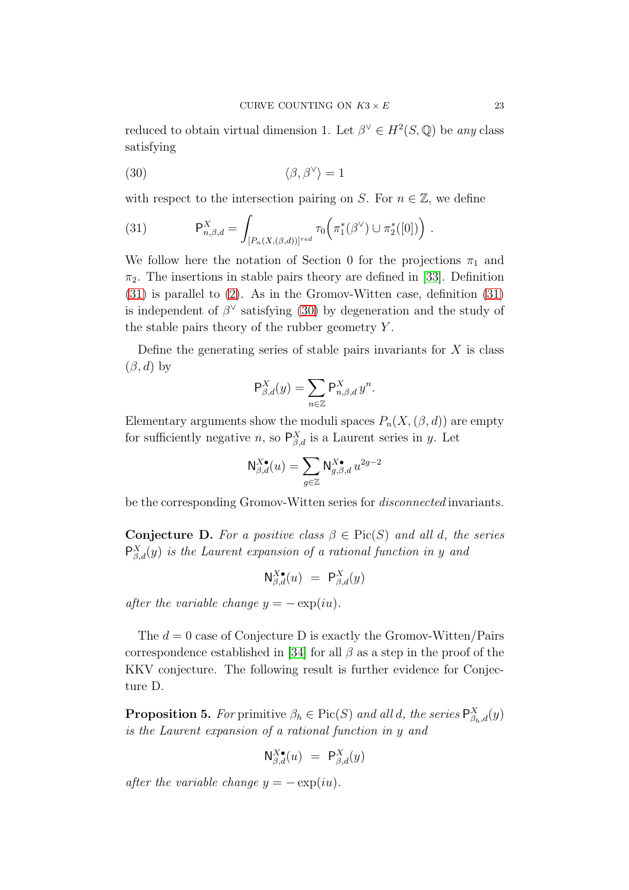reduced to obtain virtual dimension 1. Let $\beta^\vee \in H^2(S, \mathbb{Q})$ be *any* class satisfying

$$\langle \beta, \beta^\vee \rangle = 1 \tag{30}$$

with respect to the intersection pairing on $S$. For $n \in \mathbb{Z}$, we define

$$\mathsf{P}^X_{n,\beta,d} = \int_{[P_n(X,(\beta,d))]^{red}} \tau_0\Big(\pi_1^*(\beta^\vee) \cup \pi_2^*([0])\Big) \ . \tag{31}$$

We follow here the notation of Section 0 for the projections $\pi_1$ and $\pi_2$. The insertions in stable pairs theory are defined in [33]. Definition (31) is parallel to (2). As in the Gromov-Witten case, definition (31) is independent of $\beta^\vee$ satisfying (30) by degeneration and the study of the stable pairs theory of the rubber geometry $Y$.

Define the generating series of stable pairs invariants for $X$ is class $(\beta, d)$ by

$$\mathsf{P}^X_{\beta,d}(y) = \sum_{n \in \mathbb{Z}} \mathsf{P}^X_{n,\beta,d}\, y^n.$$

Elementary arguments show the moduli spaces $P_n(X,(\beta,d))$ are empty for sufficiently negative $n$, so $\mathsf{P}^X_{\beta,d}$ is a Laurent series in $y$. Let

$$\mathsf{N}^{X\bullet}_{\beta,d}(u) = \sum_{g \in \mathbb{Z}} \mathsf{N}^{X\bullet}_{g,\beta,d}\, u^{2g-2}$$

be the corresponding Gromov-Witten series for *disconnected* invariants.

**Conjecture D.** *For a positive class $\beta \in \mathrm{Pic}(S)$ and all $d$, the series $\mathsf{P}^X_{\beta,d}(y)$ is the Laurent expansion of a rational function in $y$ and*

$$\mathsf{N}^{X\bullet}_{\beta,d}(u) \ = \ \mathsf{P}^X_{\beta,d}(y)$$

*after the variable change $y = -\exp(iu)$.*

The $d = 0$ case of Conjecture D is exactly the Gromov-Witten/Pairs correspondence established in [34] for all $\beta$ as a step in the proof of the KKV conjecture. The following result is further evidence for Conjecture D.

**Proposition 5.** *For* primitive *$\beta_h \in \mathrm{Pic}(S)$ and all $d$, the series $\mathsf{P}^X_{\beta_h,d}(y)$ is the Laurent expansion of a rational function in $y$ and*

$$\mathsf{N}^{X\bullet}_{\beta,d}(u) \ = \ \mathsf{P}^X_{\beta,d}(y)$$

*after the variable change $y = -\exp(iu)$.*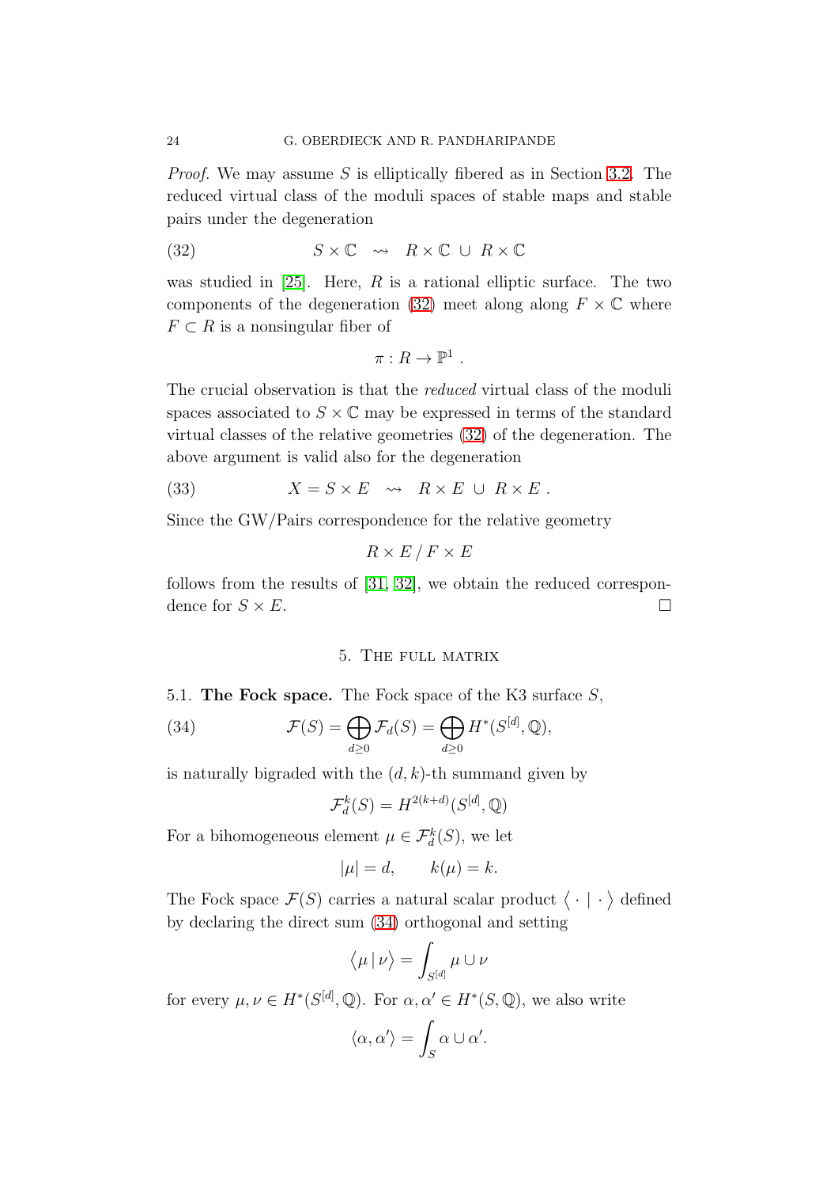*Proof.* We may assume $S$ is elliptically fibered as in Section 3.2. The reduced virtual class of the moduli spaces of stable maps and stable pairs under the degeneration

$$S \times \mathbb{C} \;\; \rightsquigarrow \;\; R \times \mathbb{C} \,\cup\, R \times \mathbb{C} \tag{32}$$

was studied in [25]. Here, $R$ is a rational elliptic surface. The two components of the degeneration (32) meet along along $F \times \mathbb{C}$ where $F \subset R$ is a nonsingular fiber of

$$\pi : R \to \mathbb{P}^1 \, .$$

The crucial observation is that the *reduced* virtual class of the moduli spaces associated to $S \times \mathbb{C}$ may be expressed in terms of the standard virtual classes of the relative geometries (32) of the degeneration. The above argument is valid also for the degeneration

$$X = S \times E \;\; \rightsquigarrow \;\; R \times E \,\cup\, R \times E \, . \tag{33}$$

Since the GW/Pairs correspondence for the relative geometry

$$R \times E \,/\, F \times E$$

follows from the results of [31, 32], we obtain the reduced correspondence for $S \times E$. □

## 5. The full matrix

**5.1. The Fock space.** The Fock space of the K3 surface $S$,

$$\mathcal{F}(S) = \bigoplus_{d \geq 0} \mathcal{F}_d(S) = \bigoplus_{d \geq 0} H^*(S^{[d]}, \mathbb{Q}), \tag{34}$$

is naturally bigraded with the $(d,k)$-th summand given by

$$\mathcal{F}_d^k(S) = H^{2(k+d)}(S^{[d]}, \mathbb{Q})$$

For a bihomogeneous element $\mu \in \mathcal{F}_d^k(S)$, we let

$$|\mu| = d, \qquad k(\mu) = k.$$

The Fock space $\mathcal{F}(S)$ carries a natural scalar product $\big\langle \, \cdot \mid \cdot \, \big\rangle$ defined by declaring the direct sum (34) orthogonal and setting

$$\big\langle \mu \,|\, \nu \big\rangle = \int_{S^{[d]}} \mu \cup \nu$$

for every $\mu, \nu \in H^*(S^{[d]}, \mathbb{Q})$. For $\alpha, \alpha' \in H^*(S, \mathbb{Q})$, we also write

$$\langle \alpha, \alpha' \rangle = \int_S \alpha \cup \alpha'.$$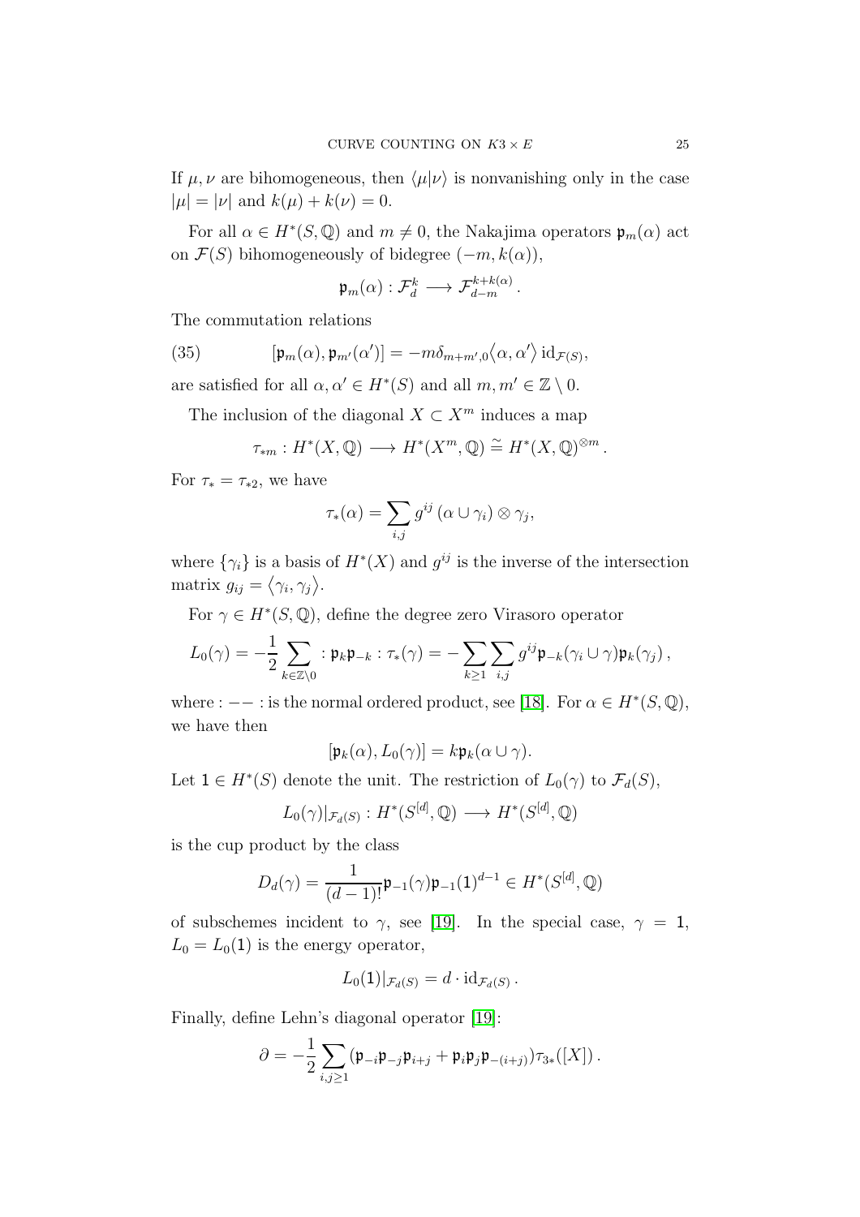If $\mu, \nu$ are bihomogeneous, then $\langle \mu | \nu \rangle$ is nonvanishing only in the case $|\mu| = |\nu|$ and $k(\mu) + k(\nu) = 0$.

For all $\alpha \in H^*(S, \mathbb{Q})$ and $m \neq 0$, the Nakajima operators $\mathfrak{p}_m(\alpha)$ act on $\mathcal{F}(S)$ bihomogeneously of bidegree $(-m, k(\alpha))$,

$$\mathfrak{p}_m(\alpha) : \mathcal{F}_d^k \longrightarrow \mathcal{F}_{d-m}^{k+k(\alpha)}.$$

The commutation relations

$$[\mathfrak{p}_m(\alpha), \mathfrak{p}_{m'}(\alpha')] = -m\delta_{m+m',0}\langle \alpha, \alpha' \rangle \, \mathrm{id}_{\mathcal{F}(S)}, \tag{35}$$

are satisfied for all $\alpha, \alpha' \in H^*(S)$ and all $m, m' \in \mathbb{Z} \setminus 0$.

The inclusion of the diagonal $X \subset X^m$ induces a map

$$\tau_{*m} : H^*(X, \mathbb{Q}) \longrightarrow H^*(X^m, \mathbb{Q}) \cong H^*(X, \mathbb{Q})^{\otimes m}.$$

For $\tau_* = \tau_{*2}$, we have

$$\tau_*(\alpha) = \sum_{i,j} g^{ij} \, (\alpha \cup \gamma_i) \otimes \gamma_j,$$

where $\{\gamma_i\}$ is a basis of $H^*(X)$ and $g^{ij}$ is the inverse of the intersection matrix $g_{ij} = \langle \gamma_i, \gamma_j \rangle$.

For $\gamma \in H^*(S, \mathbb{Q})$, define the degree zero Virasoro operator

$$L_0(\gamma) = -\frac{1}{2} \sum_{k \in \mathbb{Z} \setminus 0} : \mathfrak{p}_k \mathfrak{p}_{-k} : \tau_*(\gamma) = -\sum_{k \geq 1} \sum_{i,j} g^{ij} \mathfrak{p}_{-k}(\gamma_i \cup \gamma) \mathfrak{p}_k(\gamma_j),$$

where $: -- :$ is the normal ordered product, see [18]. For $\alpha \in H^*(S, \mathbb{Q})$, we have then

$$[\mathfrak{p}_k(\alpha), L_0(\gamma)] = k\mathfrak{p}_k(\alpha \cup \gamma).$$

Let $1 \in H^*(S)$ denote the unit. The restriction of $L_0(\gamma)$ to $\mathcal{F}_d(S)$,

$$L_0(\gamma)|_{\mathcal{F}_d(S)} : H^*(S^{[d]}, \mathbb{Q}) \longrightarrow H^*(S^{[d]}, \mathbb{Q})$$

is the cup product by the class

$$D_d(\gamma) = \frac{1}{(d-1)!} \mathfrak{p}_{-1}(\gamma) \mathfrak{p}_{-1}(1)^{d-1} \in H^*(S^{[d]}, \mathbb{Q})$$

of subschemes incident to $\gamma$, see [19]. In the special case, $\gamma = 1$, $L_0 = L_0(1)$ is the energy operator,

$$L_0(1)|_{\mathcal{F}_d(S)} = d \cdot \mathrm{id}_{\mathcal{F}_d(S)}.$$

Finally, define Lehn's diagonal operator [19]:

$$\partial = -\frac{1}{2} \sum_{i,j \geq 1} (\mathfrak{p}_{-i}\mathfrak{p}_{-j}\mathfrak{p}_{i+j} + \mathfrak{p}_i \mathfrak{p}_j \mathfrak{p}_{-(i+j)}) \tau_{3*}([X]).$$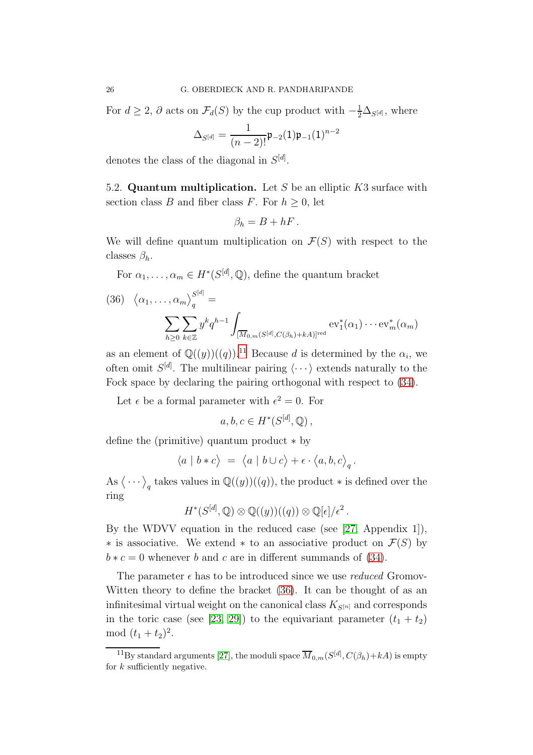For $d \geq 2$, $\partial$ acts on $\mathcal{F}_d(S)$ by the cup product with $-\frac{1}{2}\Delta_{S^{[d]}}$, where

$$\Delta_{S^{[d]}} = \frac{1}{(n-2)!}\mathfrak{p}_{-2}(1)\mathfrak{p}_{-1}(1)^{n-2}$$

denotes the class of the diagonal in $S^{[d]}$.

## 5.2. Quantum multiplication.

Let $S$ be an elliptic $K3$ surface with section class $B$ and fiber class $F$. For $h \geq 0$, let

$$\beta_h = B + hF\,.$$

We will define quantum multiplication on $\mathcal{F}(S)$ with respect to the classes $\beta_h$.

For $\alpha_1, \ldots, \alpha_m \in H^*(S^{[d]}, \mathbb{Q})$, define the quantum bracket

$$(36) \quad \big\langle \alpha_1, \ldots, \alpha_m \big\rangle_q^{S^{[d]}} = \sum_{h \geq 0} \sum_{k \in \mathbb{Z}} y^k q^{h-1} \int_{[\overline{M}_{0,m}(S^{[d]}, C(\beta_h)+kA)]^{\text{red}}} \text{ev}_1^*(\alpha_1) \cdots \text{ev}_m^*(\alpha_m)$$

as an element of $\mathbb{Q}((y))((q))$.[11] Because $d$ is determined by the $\alpha_i$, we often omit $S^{[d]}$. The multilinear pairing $\langle \cdots \rangle$ extends naturally to the Fock space by declaring the pairing orthogonal with respect to (34).

Let $\epsilon$ be a formal parameter with $\epsilon^2 = 0$. For

$$a, b, c \in H^*(S^{[d]}, \mathbb{Q})\,,$$

define the (primitive) quantum product $*$ by

$$\big\langle a \mid b * c \big\rangle \;=\; \big\langle a \mid b \cup c \big\rangle + \epsilon \cdot \big\langle a, b, c \big\rangle_q\,.$$

As $\big\langle \cdots \big\rangle_q$ takes values in $\mathbb{Q}((y))((q))$, the product $*$ is defined over the ring

$$H^*(S^{[d]}, \mathbb{Q}) \otimes \mathbb{Q}((y))((q)) \otimes \mathbb{Q}[\epsilon]/\epsilon^2\,.$$

By the WDVV equation in the reduced case (see [27, Appendix 1]), $*$ is associative. We extend $*$ to an associative product on $\mathcal{F}(S)$ by $b * c = 0$ whenever $b$ and $c$ are in different summands of (34).

The parameter $\epsilon$ has to be introduced since we use *reduced* Gromov-Witten theory to define the bracket (36). It can be thought of as an infinitesimal virtual weight on the canonical class $K_{S^{[n]}}$ and corresponds in the toric case (see [23, 29]) to the equivariant parameter $(t_1 + t_2)$ mod $(t_1 + t_2)^2$.

[11] By standard arguments [27], the moduli space $\overline{M}_{0,m}(S^{[d]}, C(\beta_h)+kA)$ is empty for $k$ sufficiently negative.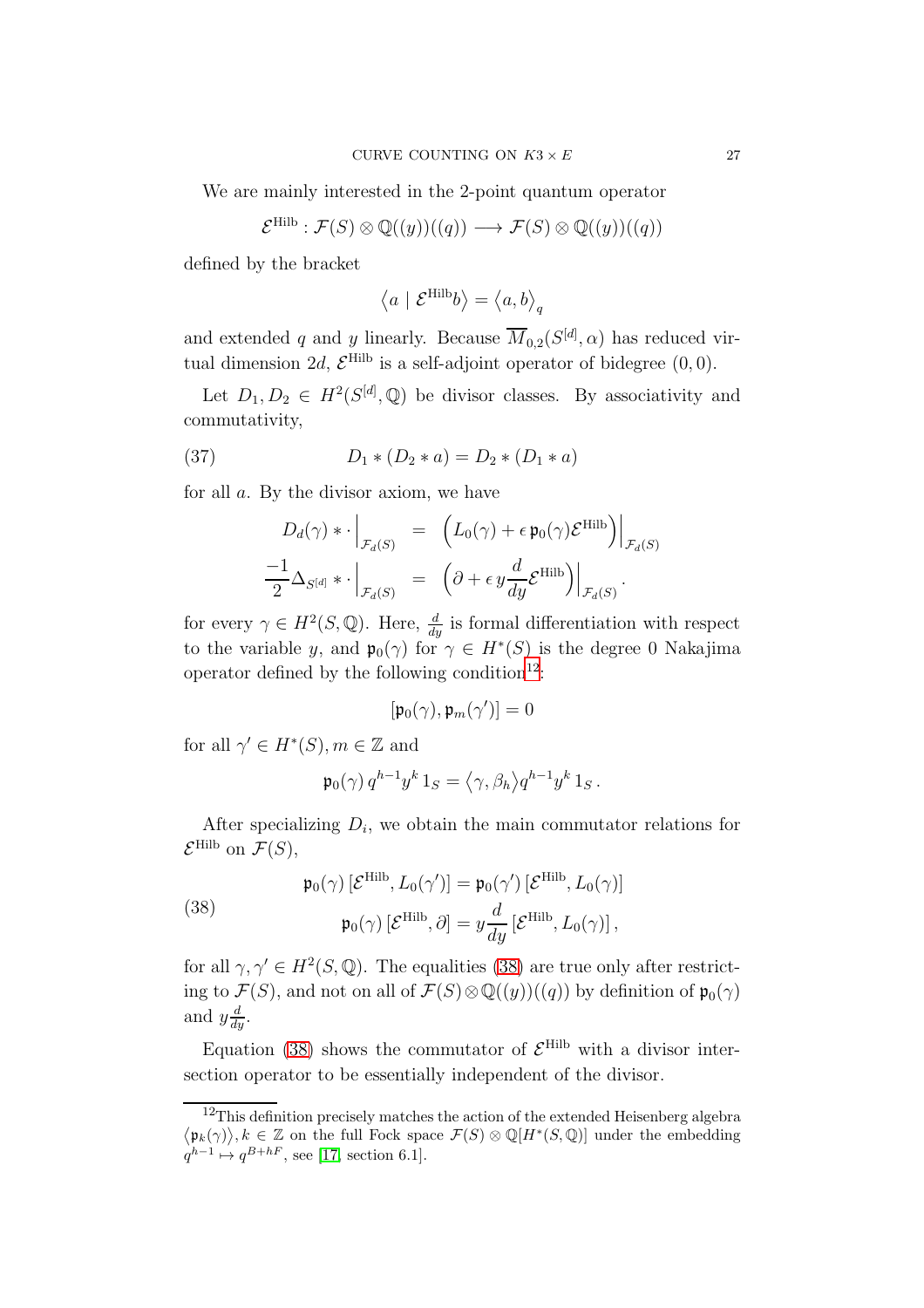We are mainly interested in the 2-point quantum operator

$$\mathcal{E}^{\mathrm{Hilb}} : \mathcal{F}(S) \otimes \mathbb{Q}((y))((q)) \longrightarrow \mathcal{F}(S) \otimes \mathbb{Q}((y))((q))$$

defined by the bracket

$$\big\langle a \mid \mathcal{E}^{\mathrm{Hilb}} b \big\rangle = \big\langle a, b \big\rangle_q$$

and extended $q$ and $y$ linearly. Because $\overline{M}_{0,2}(S^{[d]}, \alpha)$ has reduced virtual dimension $2d$, $\mathcal{E}^{\mathrm{Hilb}}$ is a self-adjoint operator of bidegree $(0,0)$.

Let $D_1, D_2 \in H^2(S^{[d]}, \mathbb{Q})$ be divisor classes. By associativity and commutativity,

$$D_1 * (D_2 * a) = D_2 * (D_1 * a) \tag{37}$$

for all $a$. By the divisor axiom, we have

$$\begin{aligned} D_d(\gamma) * \cdot \Big|_{\mathcal{F}_d(S)} &= \Big( L_0(\gamma) + \epsilon \, \mathfrak{p}_0(\gamma) \mathcal{E}^{\mathrm{Hilb}} \Big) \Big|_{\mathcal{F}_d(S)} \\ \frac{-1}{2} \Delta_{S^{[d]}} * \cdot \Big|_{\mathcal{F}_d(S)} &= \Big( \partial + \epsilon \, y \frac{d}{dy} \mathcal{E}^{\mathrm{Hilb}} \Big) \Big|_{\mathcal{F}_d(S)} . \end{aligned}$$

for every $\gamma \in H^2(S, \mathbb{Q})$. Here, $\frac{d}{dy}$ is formal differentiation with respect to the variable $y$, and $\mathfrak{p}_0(\gamma)$ for $\gamma \in H^*(S)$ is the degree 0 Nakajima operator defined by the following condition[12]:

$$[\mathfrak{p}_0(\gamma), \mathfrak{p}_m(\gamma')] = 0$$

for all $\gamma' \in H^*(S), m \in \mathbb{Z}$ and

$$\mathfrak{p}_0(\gamma) \, q^{h-1} y^k \, 1_S = \big\langle \gamma, \beta_h \big\rangle q^{h-1} y^k \, 1_S \, .$$

After specializing $D_i$, we obtain the main commutator relations for $\mathcal{E}^{\mathrm{Hilb}}$ on $\mathcal{F}(S)$,

$$\begin{aligned} \mathfrak{p}_0(\gamma) \, [\mathcal{E}^{\mathrm{Hilb}}, L_0(\gamma')] &= \mathfrak{p}_0(\gamma') \, [\mathcal{E}^{\mathrm{Hilb}}, L_0(\gamma)] \\ \mathfrak{p}_0(\gamma) \, [\mathcal{E}^{\mathrm{Hilb}}, \partial] &= y \frac{d}{dy} \, [\mathcal{E}^{\mathrm{Hilb}}, L_0(\gamma)] \, , \end{aligned} \tag{38}$$

for all $\gamma, \gamma' \in H^2(S, \mathbb{Q})$. The equalities (38) are true only after restricting to $\mathcal{F}(S)$, and not on all of $\mathcal{F}(S) \otimes \mathbb{Q}((y))((q))$ by definition of $\mathfrak{p}_0(\gamma)$ and $y \frac{d}{dy}$.

Equation (38) shows the commutator of $\mathcal{E}^{\mathrm{Hilb}}$ with a divisor intersection operator to be essentially independent of the divisor.

[12] This definition precisely matches the action of the extended Heisenberg algebra $\big\langle \mathfrak{p}_k(\gamma) \big\rangle, k \in \mathbb{Z}$ on the full Fock space $\mathcal{F}(S) \otimes \mathbb{Q}[H^*(S, \mathbb{Q})]$ under the embedding $q^{h-1} \mapsto q^{B+hF}$, see [17, section 6.1].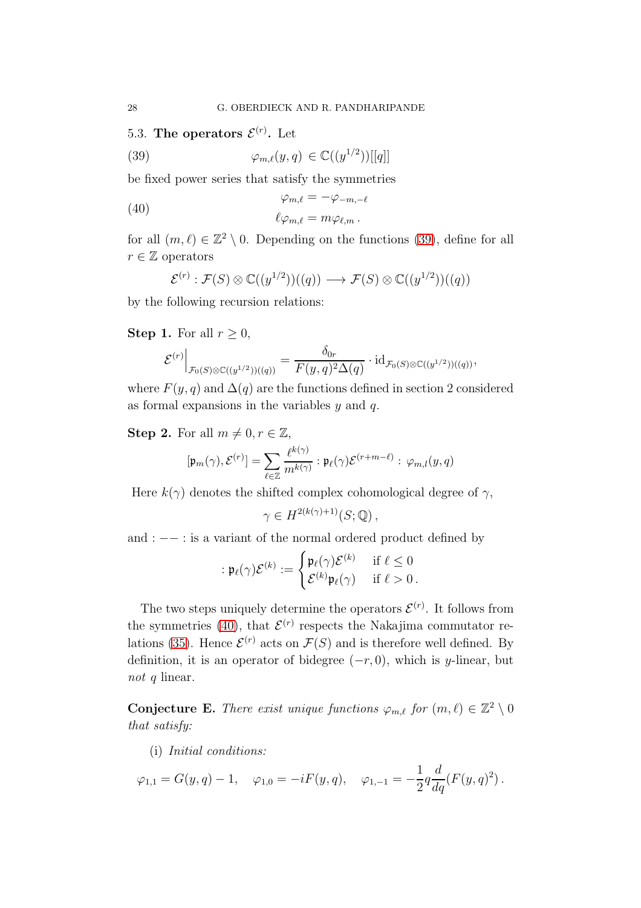### 5.3. The operators $\mathcal{E}^{(r)}$.

Let

$$\varphi_{m,\ell}(y,q) \in \mathbb{C}((y^{1/2}))[[q]] \tag{39}$$

be fixed power series that satisfy the symmetries

$$\begin{aligned} \varphi_{m,\ell} &= -\varphi_{-m,-\ell} \\ \ell \varphi_{m,\ell} &= m \varphi_{\ell,m} \,. \end{aligned} \tag{40}$$

for all $(m,\ell) \in \mathbb{Z}^2 \setminus 0$. Depending on the functions (39), define for all $r \in \mathbb{Z}$ operators

$$\mathcal{E}^{(r)} : \mathcal{F}(S) \otimes \mathbb{C}((y^{1/2}))((q)) \longrightarrow \mathcal{F}(S) \otimes \mathbb{C}((y^{1/2}))((q))$$

by the following recursion relations:

**Step 1.** For all $r \geq 0$,

$$\mathcal{E}^{(r)}\Big|_{\mathcal{F}_0(S)\otimes\mathbb{C}((y^{1/2}))((q))} = \frac{\delta_{0r}}{F(y,q)^2 \Delta(q)} \cdot \mathrm{id}_{\mathcal{F}_0(S)\otimes\mathbb{C}((y^{1/2}))((q))},$$

where $F(y,q)$ and $\Delta(q)$ are the functions defined in section 2 considered as formal expansions in the variables $y$ and $q$.

**Step 2.** For all $m \neq 0, r \in \mathbb{Z}$,

$$[\mathfrak{p}_m(\gamma), \mathcal{E}^{(r)}] = \sum_{\ell \in \mathbb{Z}} \frac{\ell^{k(\gamma)}}{m^{k(\gamma)}} : \mathfrak{p}_\ell(\gamma) \mathcal{E}^{(r+m-\ell)} : \, \varphi_{m,l}(y,q)$$

Here $k(\gamma)$ denotes the shifted complex cohomological degree of $\gamma$,

$$\gamma \in H^{2(k(\gamma)+1)}(S;\mathbb{Q}),$$

and $: - - :$ is a variant of the normal ordered product defined by

$$: \mathfrak{p}_\ell(\gamma)\mathcal{E}^{(k)} := \begin{cases} \mathfrak{p}_\ell(\gamma)\mathcal{E}^{(k)} & \text{if } \ell \leq 0 \\ \mathcal{E}^{(k)}\mathfrak{p}_\ell(\gamma) & \text{if } \ell > 0 \,. \end{cases}$$

The two steps uniquely determine the operators $\mathcal{E}^{(r)}$. It follows from the symmetries (40), that $\mathcal{E}^{(r)}$ respects the Nakajima commutator relations (35). Hence $\mathcal{E}^{(r)}$ acts on $\mathcal{F}(S)$ and is therefore well defined. By definition, it is an operator of bidegree $(-r, 0)$, which is $y$-linear, but *not* $q$ linear.

**Conjecture E.** *There exist unique functions $\varphi_{m,\ell}$ for $(m,\ell) \in \mathbb{Z}^2 \setminus 0$ that satisfy:*

(i) *Initial conditions:*

$$\varphi_{1,1} = G(y,q) - 1, \quad \varphi_{1,0} = -iF(y,q), \quad \varphi_{1,-1} = -\frac{1}{2} q \frac{d}{dq}(F(y,q)^2) \,.$$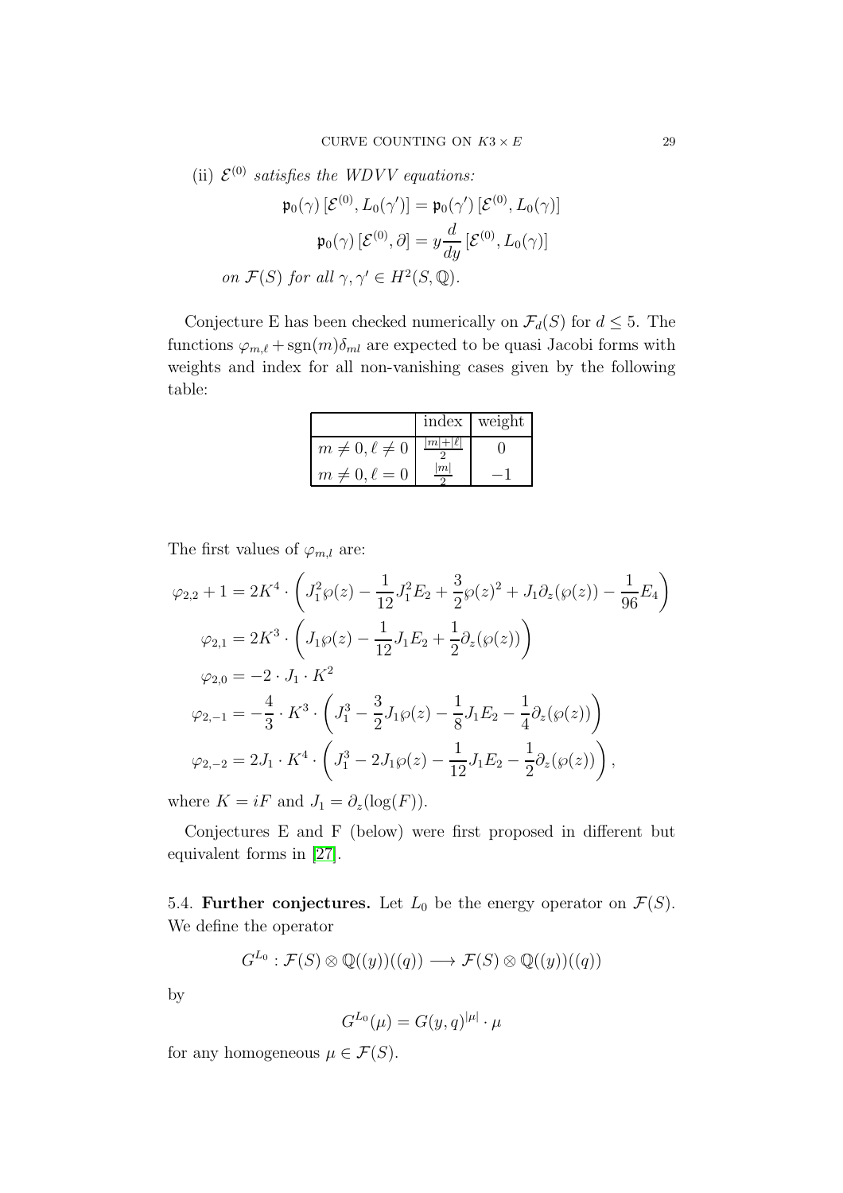(ii) $\mathcal{E}^{(0)}$ *satisfies the WDVV equations:*

$$\mathfrak{p}_0(\gamma)\,[\mathcal{E}^{(0)}, L_0(\gamma')] = \mathfrak{p}_0(\gamma')\,[\mathcal{E}^{(0)}, L_0(\gamma)]$$

$$\mathfrak{p}_0(\gamma)\,[\mathcal{E}^{(0)}, \partial] = y\frac{d}{dy}\,[\mathcal{E}^{(0)}, L_0(\gamma)]$$

*on* $\mathcal{F}(S)$ *for all* $\gamma, \gamma' \in H^2(S, \mathbb{Q})$.

Conjecture E has been checked numerically on $\mathcal{F}_d(S)$ for $d \leq 5$. The functions $\varphi_{m,\ell} + \mathrm{sgn}(m)\delta_{ml}$ are expected to be quasi Jacobi forms with weights and index for all non-vanishing cases given by the following table:

| | index | weight |
|---|---|---|
| $m \neq 0, \ell \neq 0$ | $\frac{\lvert m\rvert + \lvert \ell\rvert}{2}$ | $0$ |
| $m \neq 0, \ell = 0$ | $\frac{\lvert m\rvert}{2}$ | $-1$ |

The first values of $\varphi_{m,l}$ are:

$$\varphi_{2,2} + 1 = 2K^4 \cdot \left( J_1^2 \wp(z) - \frac{1}{12} J_1^2 E_2 + \frac{3}{2}\wp(z)^2 + J_1 \partial_z(\wp(z)) - \frac{1}{96}E_4 \right)$$

$$\varphi_{2,1} = 2K^3 \cdot \left( J_1 \wp(z) - \frac{1}{12} J_1 E_2 + \frac{1}{2}\partial_z(\wp(z)) \right)$$

$$\varphi_{2,0} = -2 \cdot J_1 \cdot K^2$$

$$\varphi_{2,-1} = -\frac{4}{3} \cdot K^3 \cdot \left( J_1^3 - \frac{3}{2} J_1 \wp(z) - \frac{1}{8} J_1 E_2 - \frac{1}{4}\partial_z(\wp(z)) \right)$$

$$\varphi_{2,-2} = 2J_1 \cdot K^4 \cdot \left( J_1^3 - 2J_1 \wp(z) - \frac{1}{12} J_1 E_2 - \frac{1}{2}\partial_z(\wp(z)) \right),$$

where $K = iF$ and $J_1 = \partial_z(\log(F))$.

Conjectures E and F (below) were first proposed in different but equivalent forms in [27].

5.4. **Further conjectures.** Let $L_0$ be the energy operator on $\mathcal{F}(S)$. We define the operator

$$G^{L_0} : \mathcal{F}(S) \otimes \mathbb{Q}((y))((q)) \longrightarrow \mathcal{F}(S) \otimes \mathbb{Q}((y))((q))$$

by

$$G^{L_0}(\mu) = G(y,q)^{|\mu|} \cdot \mu$$

for any homogeneous $\mu \in \mathcal{F}(S)$.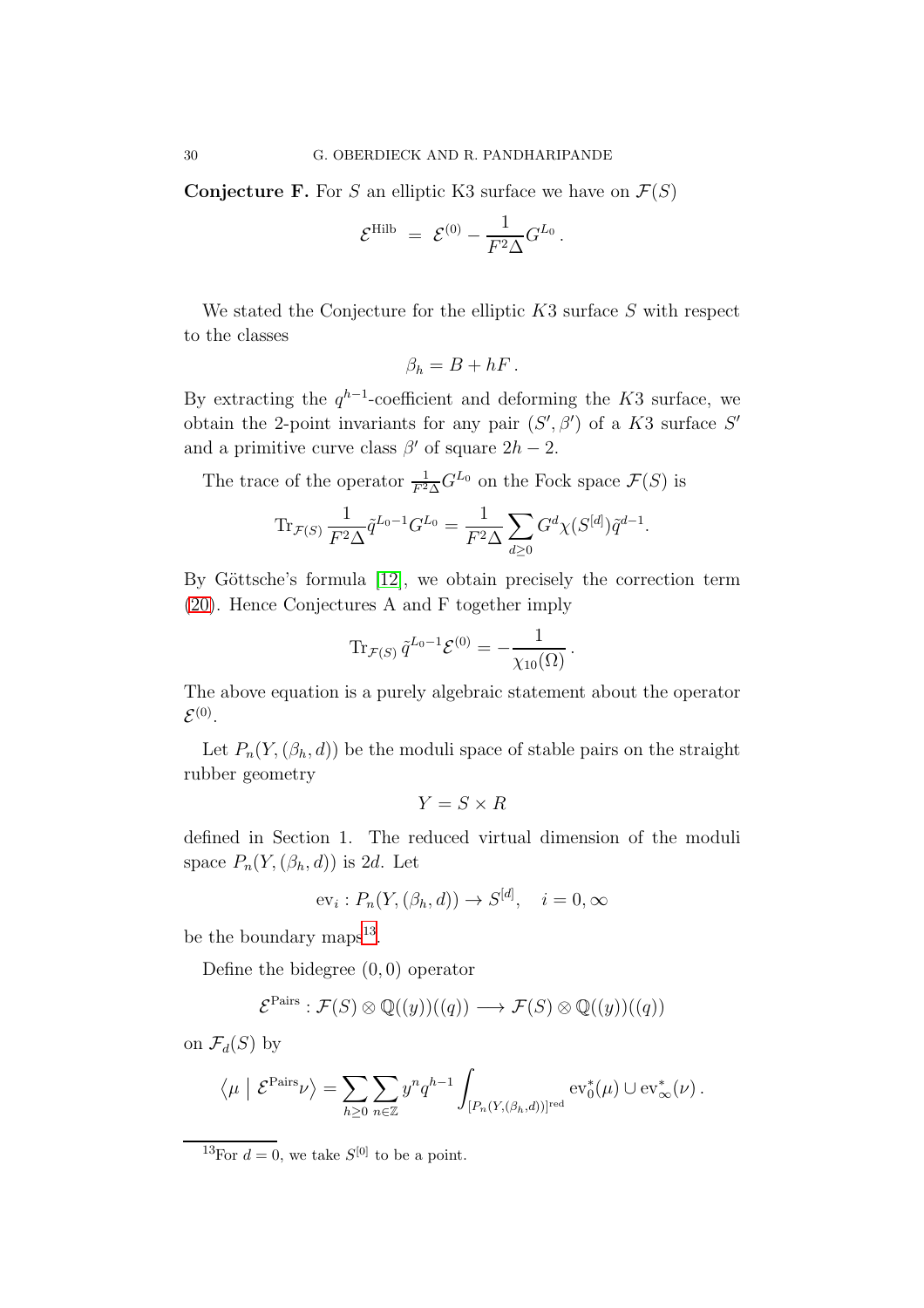**Conjecture F.** For $S$ an elliptic K3 surface we have on $\mathcal{F}(S)$

$$\mathcal{E}^{\mathrm{Hilb}} \ = \ \mathcal{E}^{(0)} - \frac{1}{F^2 \Delta} G^{L_0} \, .$$

We stated the Conjecture for the elliptic $K3$ surface $S$ with respect to the classes

$$\beta_h = B + hF \, .$$

By extracting the $q^{h-1}$-coefficient and deforming the $K3$ surface, we obtain the 2-point invariants for any pair $(S', \beta')$ of a $K3$ surface $S'$ and a primitive curve class $\beta'$ of square $2h-2$.

The trace of the operator $\frac{1}{F^2\Delta} G^{L_0}$ on the Fock space $\mathcal{F}(S)$ is

$$\mathrm{Tr}_{\mathcal{F}(S)} \, \frac{1}{F^2 \Delta} \tilde{q}^{L_0 - 1} G^{L_0} = \frac{1}{F^2 \Delta} \sum_{d \geq 0} G^d \chi(S^{[d]}) \tilde{q}^{d-1}.$$

By Göttsche's formula [12], we obtain precisely the correction term (20). Hence Conjectures A and F together imply

$$\mathrm{Tr}_{\mathcal{F}(S)} \, \tilde{q}^{L_0 - 1} \mathcal{E}^{(0)} = - \frac{1}{\chi_{10}(\Omega)} \, .$$

The above equation is a purely algebraic statement about the operator $\mathcal{E}^{(0)}$.

Let $P_n(Y, (\beta_h, d))$ be the moduli space of stable pairs on the straight rubber geometry

$$Y = S \times R$$

defined in Section 1. The reduced virtual dimension of the moduli space $P_n(Y, (\beta_h, d))$ is $2d$. Let

$$\mathrm{ev}_i : P_n(Y, (\beta_h, d)) \to S^{[d]}, \quad i = 0, \infty$$

be the boundary maps[13].

Define the bidegree $(0,0)$ operator

$$\mathcal{E}^{\mathrm{Pairs}} : \mathcal{F}(S) \otimes \mathbb{Q}((y))((q)) \longrightarrow \mathcal{F}(S) \otimes \mathbb{Q}((y))((q))$$

on $\mathcal{F}_d(S)$ by

$$\big\langle \mu \ \big| \ \mathcal{E}^{\mathrm{Pairs}} \nu \big\rangle = \sum_{h \geq 0} \sum_{n \in \mathbb{Z}} y^n q^{h-1} \int_{[P_n(Y, (\beta_h, d))]^{\mathrm{red}}} \mathrm{ev}_0^*(\mu) \cup \mathrm{ev}_\infty^*(\nu) \, .$$

[13] For $d = 0$, we take $S^{[0]}$ to be a point.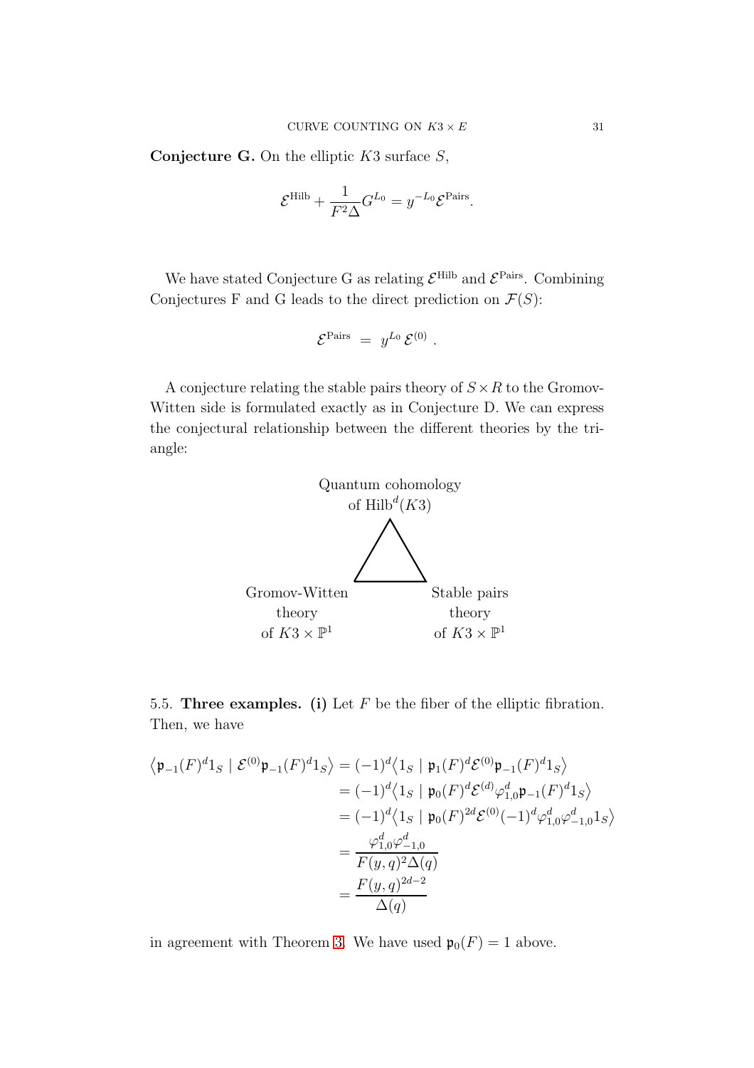**Conjecture G.** On the elliptic $K3$ surface $S$,

$$\mathcal{E}^{\mathrm{Hilb}} + \frac{1}{F^2 \Delta} G^{L_0} = y^{-L_0} \mathcal{E}^{\mathrm{Pairs}}.$$

We have stated Conjecture G as relating $\mathcal{E}^{\mathrm{Hilb}}$ and $\mathcal{E}^{\mathrm{Pairs}}$. Combining Conjectures F and G leads to the direct prediction on $\mathcal{F}(S)$:

$$\mathcal{E}^{\mathrm{Pairs}} \;=\; y^{L_0}\, \mathcal{E}^{(0)} \;.$$

A conjecture relating the stable pairs theory of $S \times R$ to the Gromov-Witten side is formulated exactly as in Conjecture D. We can express the conjectural relationship between the different theories by the triangle:

Quantum cohomology of $\mathrm{Hilb}^d(K3)$

Gromov-Witten theory of $K3 \times \mathbb{P}^1$ — Stable pairs theory of $K3 \times \mathbb{P}^1$

5.5. **Three examples. (i)** Let $F$ be the fiber of the elliptic fibration. Then, we have

$$\begin{aligned}
\big\langle \mathfrak{p}_{-1}(F)^d 1_S \mid \mathcal{E}^{(0)} \mathfrak{p}_{-1}(F)^d 1_S \big\rangle &= (-1)^d \big\langle 1_S \mid \mathfrak{p}_{1}(F)^d \mathcal{E}^{(0)} \mathfrak{p}_{-1}(F)^d 1_S \big\rangle \\
&= (-1)^d \big\langle 1_S \mid \mathfrak{p}_{0}(F)^d \mathcal{E}^{(d)} \varphi_{1,0}^d \mathfrak{p}_{-1}(F)^d 1_S \big\rangle \\
&= (-1)^d \big\langle 1_S \mid \mathfrak{p}_{0}(F)^{2d} \mathcal{E}^{(0)} (-1)^d \varphi_{1,0}^d \varphi_{-1,0}^d 1_S \big\rangle \\
&= \frac{\varphi_{1,0}^d \varphi_{-1,0}^d}{F(y,q)^2 \Delta(q)} \\
&= \frac{F(y,q)^{2d-2}}{\Delta(q)}
\end{aligned}$$

in agreement with Theorem 3. We have used $\mathfrak{p}_0(F) = 1$ above.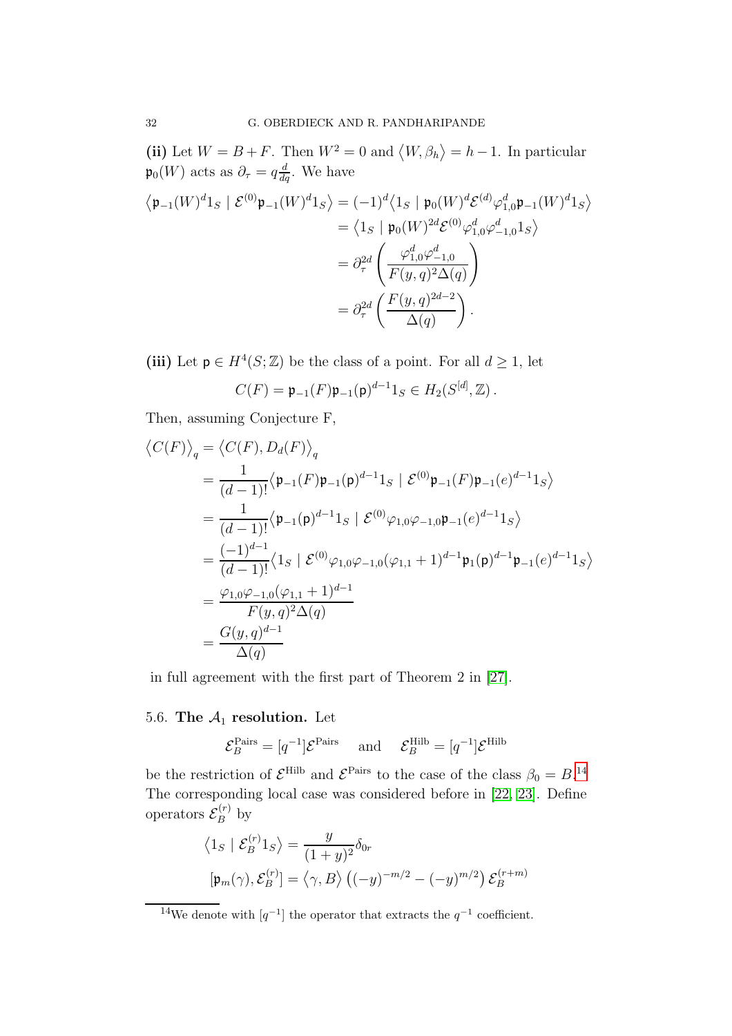**(ii)** Let $W = B + F$. Then $W^2 = 0$ and $\langle W, \beta_h \rangle = h - 1$. In particular $\mathfrak{p}_0(W)$ acts as $\partial_\tau = q\frac{d}{dq}$. We have

$$
\begin{aligned}
\big\langle \mathfrak{p}_{-1}(W)^d 1_S \mid \mathcal{E}^{(0)} \mathfrak{p}_{-1}(W)^d 1_S \big\rangle &= (-1)^d \big\langle 1_S \mid \mathfrak{p}_0(W)^d \mathcal{E}^{(d)} \varphi_{1,0}^d \mathfrak{p}_{-1}(W)^d 1_S \big\rangle \\
&= \big\langle 1_S \mid \mathfrak{p}_0(W)^{2d} \mathcal{E}^{(0)} \varphi_{1,0}^d \varphi_{-1,0}^d 1_S \big\rangle \\
&= \partial_\tau^{2d} \left( \frac{\varphi_{1,0}^d \varphi_{-1,0}^d}{F(y,q)^2 \Delta(q)} \right) \\
&= \partial_\tau^{2d} \left( \frac{F(y,q)^{2d-2}}{\Delta(q)} \right).
\end{aligned}
$$

**(iii)** Let $\mathsf{p} \in H^4(S;\mathbb{Z})$ be the class of a point. For all $d \geq 1$, let

$$
C(F) = \mathfrak{p}_{-1}(F)\mathfrak{p}_{-1}(\mathsf{p})^{d-1} 1_S \in H_2(S^{[d]}, \mathbb{Z}).
$$

Then, assuming Conjecture F,

$$
\begin{aligned}
\big\langle C(F) \big\rangle_q &= \big\langle C(F), D_d(F) \big\rangle_q \\
&= \frac{1}{(d-1)!} \big\langle \mathfrak{p}_{-1}(F) \mathfrak{p}_{-1}(\mathsf{p})^{d-1} 1_S \mid \mathcal{E}^{(0)} \mathfrak{p}_{-1}(F) \mathfrak{p}_{-1}(e)^{d-1} 1_S \big\rangle \\
&= \frac{1}{(d-1)!} \big\langle \mathfrak{p}_{-1}(\mathsf{p})^{d-1} 1_S \mid \mathcal{E}^{(0)} \varphi_{1,0} \varphi_{-1,0} \mathfrak{p}_{-1}(e)^{d-1} 1_S \big\rangle \\
&= \frac{(-1)^{d-1}}{(d-1)!} \big\langle 1_S \mid \mathcal{E}^{(0)} \varphi_{1,0} \varphi_{-1,0} (\varphi_{1,1} + 1)^{d-1} \mathfrak{p}_1(\mathsf{p})^{d-1} \mathfrak{p}_{-1}(e)^{d-1} 1_S \big\rangle \\
&= \frac{\varphi_{1,0} \varphi_{-1,0} (\varphi_{1,1} + 1)^{d-1}}{F(y,q)^2 \Delta(q)} \\
&= \frac{G(y,q)^{d-1}}{\Delta(q)}
\end{aligned}
$$

in full agreement with the first part of Theorem 2 in [27].

## 5.6. The $\mathcal{A}_1$ resolution.

Let

$$
\mathcal{E}_B^{\mathrm{Pairs}} = [q^{-1}] \mathcal{E}^{\mathrm{Pairs}} \quad \text{and} \quad \mathcal{E}_B^{\mathrm{Hilb}} = [q^{-1}] \mathcal{E}^{\mathrm{Hilb}}
$$

be the restriction of $\mathcal{E}^{\mathrm{Hilb}}$ and $\mathcal{E}^{\mathrm{Pairs}}$ to the case of the class $\beta_0 = B$.[14] The corresponding local case was considered before in [22, 23]. Define operators $\mathcal{E}_B^{(r)}$ by

$$
\begin{aligned}
\big\langle 1_S \mid \mathcal{E}_B^{(r)} 1_S \big\rangle &= \frac{y}{(1+y)^2} \delta_{0r} \\
[\mathfrak{p}_m(\gamma), \mathcal{E}_B^{(r)}] &= \big\langle \gamma, B \big\rangle \left( (-y)^{-m/2} - (-y)^{m/2} \right) \mathcal{E}_B^{(r+m)}
\end{aligned}
$$

[14] We denote with $[q^{-1}]$ the operator that extracts the $q^{-1}$ coefficient.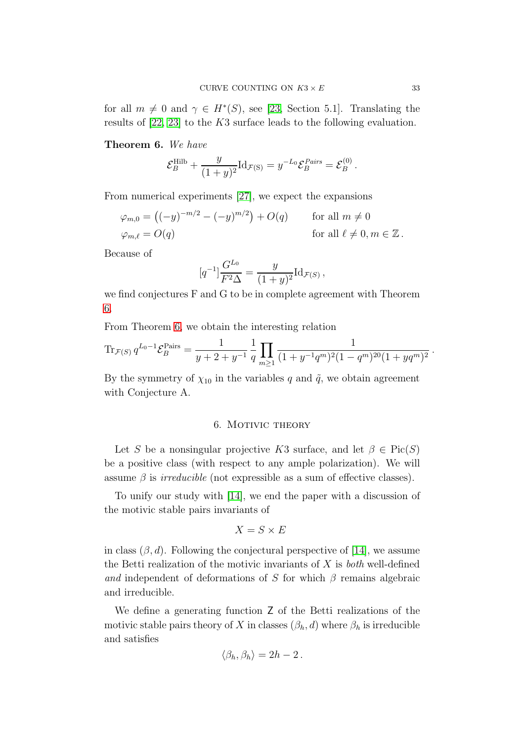for all $m \neq 0$ and $\gamma \in H^*(S)$, see [23, Section 5.1]. Translating the results of [22, 23] to the $K3$ surface leads to the following evaluation.

**Theorem 6.** *We have*

$$\mathcal{E}_B^{\mathrm{Hilb}} + \frac{y}{(1+y)^2}\mathrm{Id}_{\mathcal{F}(\mathrm{S})} = y^{-L_0}\mathcal{E}_B^{Pairs} = \mathcal{E}_B^{(0)}\,.$$

From numerical experiments [27], we expect the expansions

$$\begin{aligned}
\varphi_{m,0} &= \left((-y)^{-m/2} - (-y)^{m/2}\right) + O(q) \qquad && \text{for all } m \neq 0 \\
\varphi_{m,\ell} &= O(q) && \text{for all } \ell \neq 0, m \in \mathbb{Z}\,.
\end{aligned}$$

Because of

$$[q^{-1}]\frac{G^{L_0}}{F^2\Delta} = \frac{y}{(1+y)^2}\mathrm{Id}_{\mathcal{F}(S)}\,,$$

we find conjectures F and G to be in complete agreement with Theorem 6.

From Theorem 6, we obtain the interesting relation

$$\mathrm{Tr}_{\mathcal{F}(S)}\, q^{L_0-1}\mathcal{E}_B^{\mathrm{Pairs}} = \frac{1}{y+2+y^{-1}}\,\frac{1}{q}\prod_{m\geq 1}\frac{1}{(1+y^{-1}q^m)^2(1-q^m)^{20}(1+yq^m)^2}\,.$$

By the symmetry of $\chi_{10}$ in the variables $q$ and $\tilde{q}$, we obtain agreement with Conjecture A.

## 6. Motivic theory

Let $S$ be a nonsingular projective $K3$ surface, and let $\beta \in \mathrm{Pic}(S)$ be a positive class (with respect to any ample polarization). We will assume $\beta$ is *irreducible* (not expressible as a sum of effective classes).

To unify our study with [14], we end the paper with a discussion of the motivic stable pairs invariants of

$$X = S \times E$$

in class $(\beta, d)$. Following the conjectural perspective of [14], we assume the Betti realization of the motivic invariants of $X$ is *both* well-defined *and* independent of deformations of $S$ for which $\beta$ remains algebraic and irreducible.

We define a generating function $\mathsf{Z}$ of the Betti realizations of the motivic stable pairs theory of $X$ in classes $(\beta_h, d)$ where $\beta_h$ is irreducible and satisfies

$$\langle \beta_h, \beta_h \rangle = 2h - 2\,.$$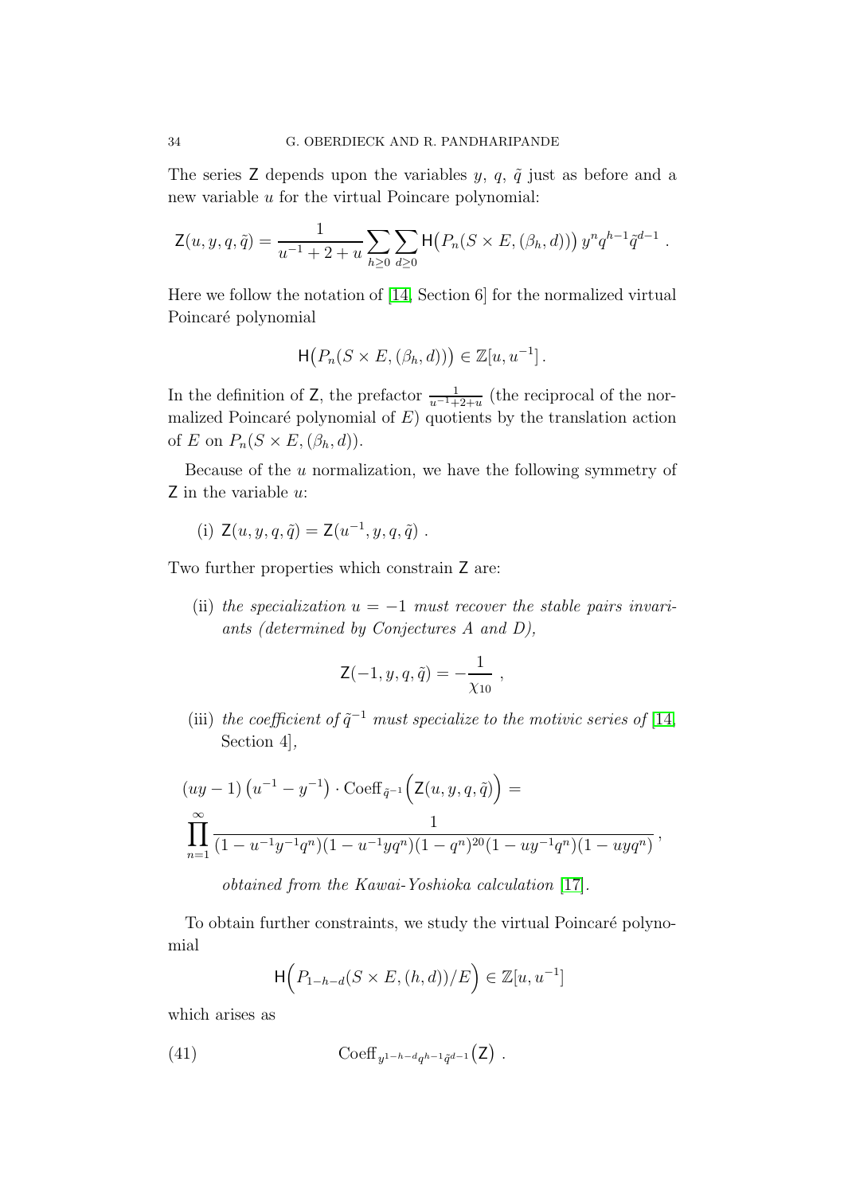The series $\mathsf{Z}$ depends upon the variables $y$, $q$, $\tilde{q}$ just as before and a new variable $u$ for the virtual Poincare polynomial:

$$\mathsf{Z}(u, y, q, \tilde{q}) = \frac{1}{u^{-1} + 2 + u} \sum_{h \geq 0} \sum_{d \geq 0} \mathsf{H}\big(P_n(S \times E, (\beta_h, d))\big)\, y^n q^{h-1} \tilde{q}^{d-1} \,.$$

Here we follow the notation of [14, Section 6] for the normalized virtual Poincaré polynomial

$$\mathsf{H}\big(P_n(S \times E, (\beta_h, d))\big) \in \mathbb{Z}[u, u^{-1}] \,.$$

In the definition of $\mathsf{Z}$, the prefactor $\frac{1}{u^{-1}+2+u}$ (the reciprocal of the normalized Poincaré polynomial of $E$) quotients by the translation action of $E$ on $P_n(S \times E, (\beta_h, d))$.

Because of the $u$ normalization, we have the following symmetry of $\mathsf{Z}$ in the variable $u$:

(i) $\mathsf{Z}(u, y, q, \tilde{q}) = \mathsf{Z}(u^{-1}, y, q, \tilde{q})$ .

Two further properties which constrain $\mathsf{Z}$ are:

(ii) *the specialization $u = -1$ must recover the stable pairs invariants (determined by Conjectures A and D),*

$$\mathsf{Z}(-1, y, q, \tilde{q}) = -\frac{1}{\chi_{10}} \,,$$

(iii) *the coefficient of $\tilde{q}^{-1}$ must specialize to the motivic series of* [14, Section 4],

$$(uy - 1)\left(u^{-1} - y^{-1}\right) \cdot \mathrm{Coeff}_{\tilde{q}^{-1}}\Big(\mathsf{Z}(u, y, q, \tilde{q})\Big) =$$
$$\prod_{n=1}^{\infty} \frac{1}{(1 - u^{-1}y^{-1}q^n)(1 - u^{-1}yq^n)(1 - q^n)^{20}(1 - uy^{-1}q^n)(1 - uyq^n)} \,,$$

*obtained from the Kawai-Yoshioka calculation* [17].

To obtain further constraints, we study the virtual Poincaré polynomial

$$\mathsf{H}\Big(P_{1-h-d}(S \times E, (h, d))/E\Big) \in \mathbb{Z}[u, u^{-1}]$$

which arises as

$$\mathrm{Coeff}_{y^{1-h-d} q^{h-1} \tilde{q}^{d-1}}\big(\mathsf{Z}\big) \,. \tag{41}$$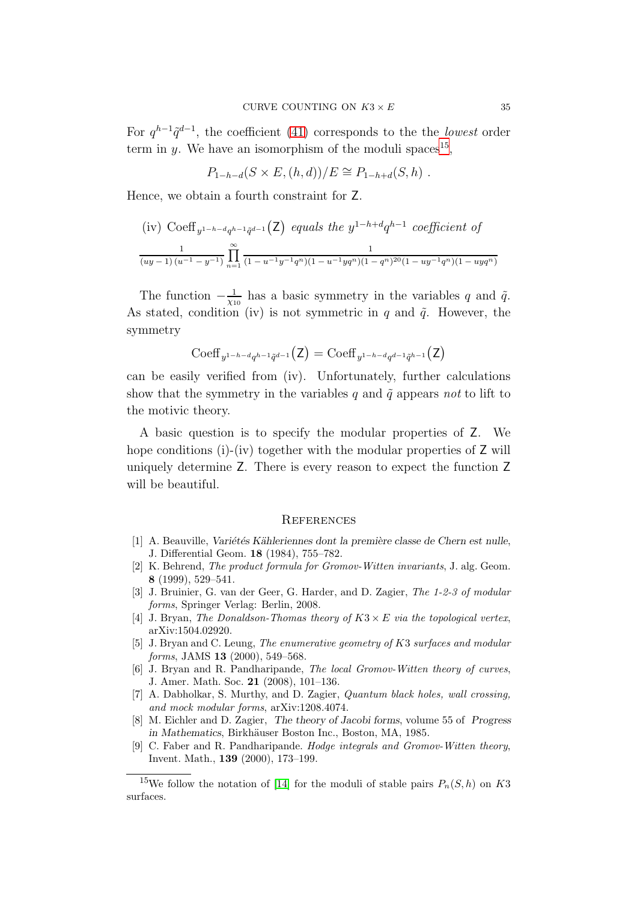For $q^{h-1}\tilde{q}^{d-1}$, the coefficient (41) corresponds to the the *lowest* order term in $y$. We have an isomorphism of the moduli spaces[15],

$$P_{1-h-d}(S \times E, (h,d))/E \cong P_{1-h+d}(S,h) \ .$$

Hence, we obtain a fourth constraint for $\mathsf{Z}$.

(iv) $\text{Coeff}_{y^{1-h-d}q^{h-1}\tilde{q}^{d-1}}(\mathsf{Z})$ *equals the* $y^{1-h+d}q^{h-1}$ *coefficient of*

$$\frac{1}{(uy-1)(u^{-1}-y^{-1})}\prod_{n=1}^{\infty}\frac{1}{(1-u^{-1}y^{-1}q^n)(1-u^{-1}yq^n)(1-q^n)^{20}(1-uy^{-1}q^n)(1-uyq^n)}$$

The function $-\frac{1}{\chi_{10}}$ has a basic symmetry in the variables $q$ and $\tilde{q}$. As stated, condition (iv) is not symmetric in $q$ and $\tilde{q}$. However, the symmetry

$$\text{Coeff}_{y^{1-h-d}q^{h-1}\tilde{q}^{d-1}}(\mathsf{Z}) = \text{Coeff}_{y^{1-h-d}q^{d-1}\tilde{q}^{h-1}}(\mathsf{Z})$$

can be easily verified from (iv). Unfortunately, further calculations show that the symmetry in the variables $q$ and $\tilde{q}$ appears *not* to lift to the motivic theory.

A basic question is to specify the modular properties of $\mathsf{Z}$. We hope conditions (i)-(iv) together with the modular properties of $\mathsf{Z}$ will uniquely determine $\mathsf{Z}$. There is every reason to expect the function $\mathsf{Z}$ will be beautiful.

## References

[1] A. Beauville, *Variétés Kähleriennes dont la première classe de Chern est nulle*, J. Differential Geom. **18** (1984), 755–782.

[2] K. Behrend, *The product formula for Gromov-Witten invariants*, J. alg. Geom. **8** (1999), 529–541.

[3] J. Bruinier, G. van der Geer, G. Harder, and D. Zagier, *The 1-2-3 of modular forms*, Springer Verlag: Berlin, 2008.

[4] J. Bryan, *The Donaldson-Thomas theory of $K3 \times E$ via the topological vertex*, arXiv:1504.02920.

[5] J. Bryan and C. Leung, *The enumerative geometry of $K3$ surfaces and modular forms*, JAMS **13** (2000), 549–568.

[6] J. Bryan and R. Pandharipande, *The local Gromov-Witten theory of curves*, J. Amer. Math. Soc. **21** (2008), 101–136.

[7] A. Dabholkar, S. Murthy, and D. Zagier, *Quantum black holes, wall crossing, and mock modular forms*, arXiv:1208.4074.

[8] M. Eichler and D. Zagier, *The theory of Jacobi forms*, volume 55 of *Progress in Mathematics*, Birkhäuser Boston Inc., Boston, MA, 1985.

[9] C. Faber and R. Pandharipande. *Hodge integrals and Gromov-Witten theory*, Invent. Math., **139** (2000), 173–199.

[15] We follow the notation of [14] for the moduli of stable pairs $P_n(S,h)$ on $K3$ surfaces.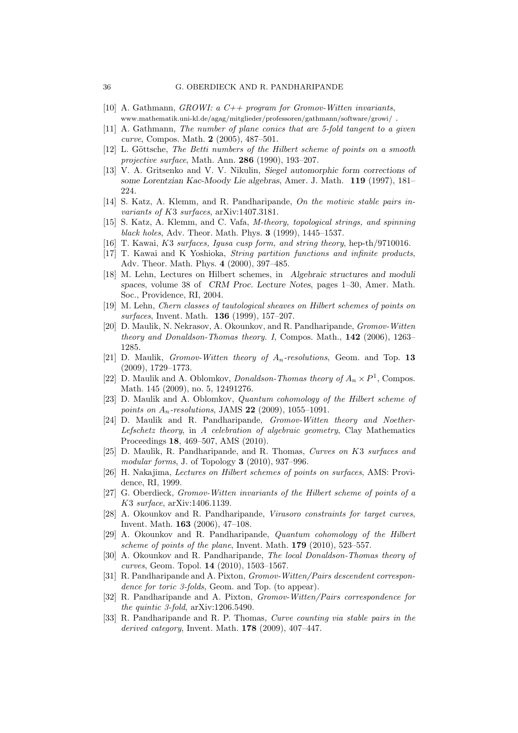- [10] A. Gathmann, *GROWI: a C++ program for Gromov-Witten invariants*, www.mathematik.uni-kl.de/agag/mitglieder/professoren/gathmann/software/growi/ .
- [11] A. Gathmann, *The number of plane conics that are 5-fold tangent to a given curve*, Compos. Math. **2** (2005), 487–501.
- [12] L. Göttsche, *The Betti numbers of the Hilbert scheme of points on a smooth projective surface*, Math. Ann. **286** (1990), 193–207.
- [13] V. A. Gritsenko and V. V. Nikulin, *Siegel automorphic form corrections of some Lorentzian Kac-Moody Lie algebras*, Amer. J. Math. **119** (1997), 181–224.
- [14] S. Katz, A. Klemm, and R. Pandharipande, *On the motivic stable pairs invariants of K3 surfaces*, arXiv:1407.3181.
- [15] S. Katz, A. Klemm, and C. Vafa, *M-theory, topological strings, and spinning black holes*, Adv. Theor. Math. Phys. **3** (1999), 1445–1537.
- [16] T. Kawai, *K3 surfaces, Igusa cusp form, and string theory*, hep-th/9710016.
- [17] T. Kawai and K Yoshioka, *String partition functions and infinite products*, Adv. Theor. Math. Phys. **4** (2000), 397–485.
- [18] M. Lehn, Lectures on Hilbert schemes, in *Algebraic structures and moduli spaces*, volume 38 of *CRM Proc. Lecture Notes*, pages 1–30, Amer. Math. Soc., Providence, RI, 2004.
- [19] M. Lehn, *Chern classes of tautological sheaves on Hilbert schemes of points on surfaces*, Invent. Math. **136** (1999), 157–207.
- [20] D. Maulik, N. Nekrasov, A. Okounkov, and R. Pandharipande, *Gromov-Witten theory and Donaldson-Thomas theory. I,* Compos. Math., **142** (2006), 1263–1285.
- [21] D. Maulik, *Gromov-Witten theory of $A_n$-resolutions*, Geom. and Top. **13** (2009), 1729–1773.
- [22] D. Maulik and A. Oblomkov, *Donaldson-Thomas theory of $A_n \times P^1$*, Compos. Math. 145 (2009), no. 5, 12491276.
- [23] D. Maulik and A. Oblomkov, *Quantum cohomology of the Hilbert scheme of points on $A_n$-resolutions*, JAMS **22** (2009), 1055–1091.
- [24] D. Maulik and R. Pandharipande, *Gromov-Witten theory and Noether-Lefschetz theory*, in *A celebration of algebraic geometry*, Clay Mathematics Proceedings **18**, 469–507, AMS (2010).
- [25] D. Maulik, R. Pandharipande, and R. Thomas, *Curves on K3 surfaces and modular forms*, J. of Topology **3** (2010), 937–996.
- [26] H. Nakajima, *Lectures on Hilbert schemes of points on surfaces*, AMS: Providence, RI, 1999.
- [27] G. Oberdieck, *Gromov-Witten invariants of the Hilbert scheme of points of a K3 surface*, arXiv:1406.1139.
- [28] A. Okounkov and R. Pandharipande, *Virasoro constraints for target curves*, Invent. Math. **163** (2006), 47–108.
- [29] A. Okounkov and R. Pandharipande, *Quantum cohomology of the Hilbert scheme of points of the plane*, Invent. Math. **179** (2010), 523–557.
- [30] A. Okounkov and R. Pandharipande, *The local Donaldson-Thomas theory of curves*, Geom. Topol. **14** (2010), 1503–1567.
- [31] R. Pandharipande and A. Pixton, *Gromov-Witten/Pairs descendent correspondence for toric 3-folds*, Geom. and Top. (to appear).
- [32] R. Pandharipande and A. Pixton, *Gromov-Witten/Pairs correspondence for the quintic 3-fold*, arXiv:1206.5490.
- [33] R. Pandharipande and R. P. Thomas, *Curve counting via stable pairs in the derived category*, Invent. Math. **178** (2009), 407–447.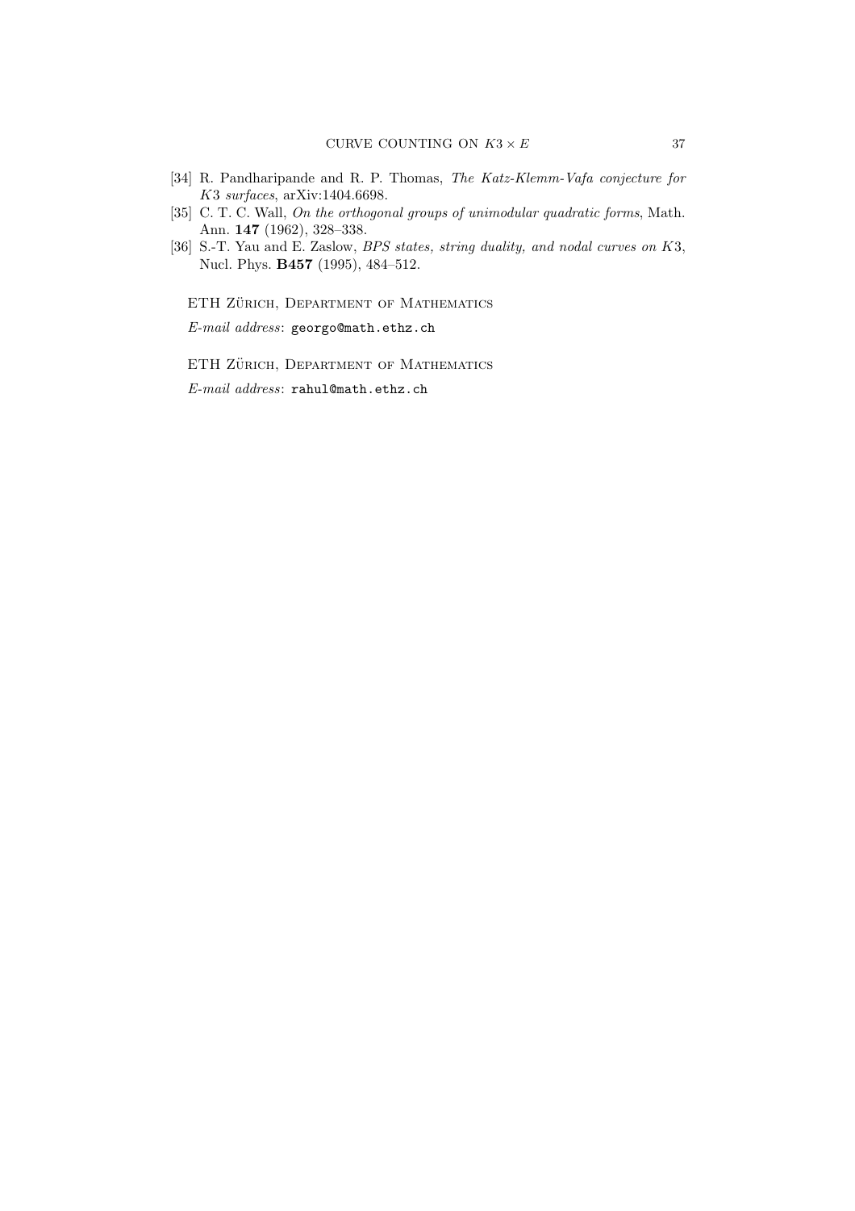[34] R. Pandharipande and R. P. Thomas, *The Katz-Klemm-Vafa conjecture for* $K3$ *surfaces*, arXiv:1404.6698.

[35] C. T. C. Wall, *On the orthogonal groups of unimodular quadratic forms*, Math. Ann. **147** (1962), 328–338.

[36] S.-T. Yau and E. Zaslow, *BPS states, string duality, and nodal curves on* $K3$, Nucl. Phys. **B457** (1995), 484–512.

ETH Zürich, Department of Mathematics

*E-mail address*: `georgo@math.ethz.ch`

ETH Zürich, Department of Mathematics

*E-mail address*: `rahul@math.ethz.ch`